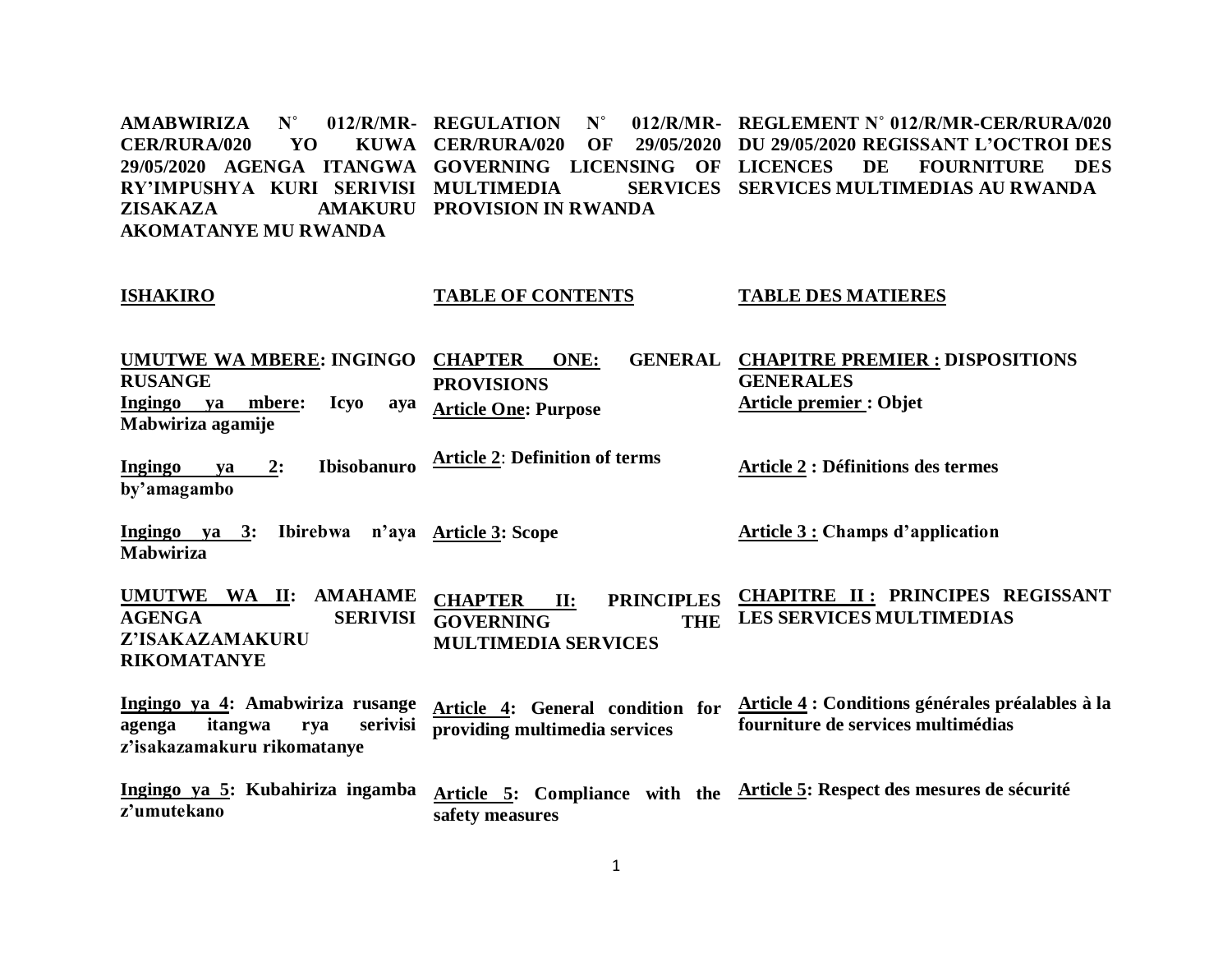**AMABWIRIZA N° 012/R/MR-CER/RURA/020 YO KUWA 29/05/2020 AGENGA ITANGWA RY'IMPUSHYA KURI SERIVISI ZISAKAZA AMAKURU AKOMATANYE MU RWANDA**

**REGULATION N° 012/R/MR-CER/RURA/020 OF 29/05/2020 GOVERNING LICENSING OF MULTIMEDIA SERVICES PROVISION IN RWANDA**

**REGLEMENT N° 012/R/MR-CER/RURA/020 DU 29/05/2020 REGISSANT L'OCTROI DES LICENCES DE FOURNITURE DES SERVICES MULTIMEDIAS AU RWANDA**

| **ISHAKIRO** | **TABLE OF CONTENTS** | **TABLE DES MATIERES** |
|---|---|---|
| **UMUTWE WA MBERE: INGINGO RUSANGE** | **CHAPTER ONE: GENERAL PROVISIONS** | **CHAPITRE PREMIER : DISPOSITIONS GENERALES** |
| **Ingingo ya mbere: Icyo aya Mabwiriza agamije** | **Article One: Purpose** | **Article premier : Objet** |
| **Ingingo ya 2: Ibisobanuro by'amagambo** | **Article 2: Definition of terms** | **Article 2 : Définitions des termes** |
| **Ingingo ya 3: Ibirebwa n'aya Mabwiriza** | **Article 3: Scope** | **Article 3 : Champs d'application** |
| **UMUTWE WA II: AMAHAME AGENGA SERIVISI Z'ISAKAZAMAKURU RIKOMATANYE** | **CHAPTER II: PRINCIPLES GOVERNING THE MULTIMEDIA SERVICES** | **CHAPITRE II : PRINCIPES REGISSANT LES SERVICES MULTIMEDIAS** |
| **Ingingo ya 4: Amabwiriza rusange agenga itangwa rya serivisi z'isakazamakuru rikomatanye** | **Article 4: General condition for providing multimedia services** | **Article 4 : Conditions générales préalables à la fourniture de services multimédias** |
| **Ingingo ya 5: Kubahiriza ingamba z'umutekano** | **Article 5: Compliance with the safety measures** | **Article 5: Respect des mesures de sécurité** |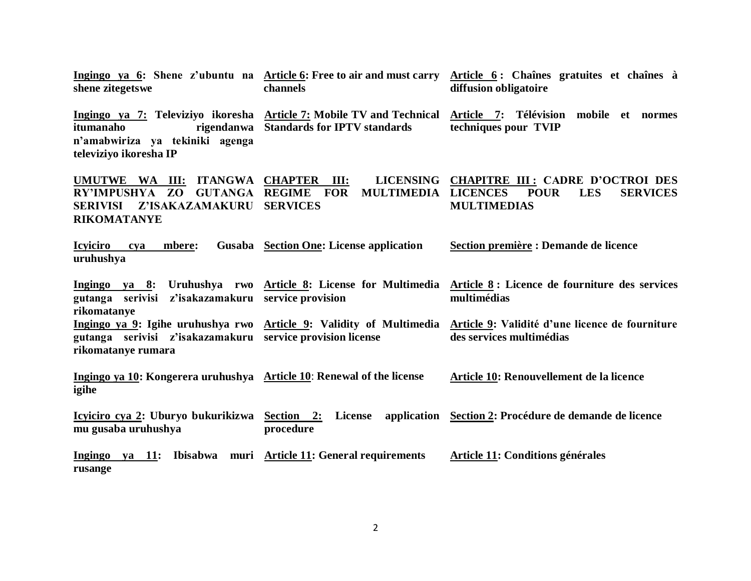| | | |
|---|---|---|
| **Ingingo ya 6: Shene z'ubuntu na shene zitegetswe** | **Article 6: Free to air and must carry channels** | **Article 6 : Chaînes gratuites et chaînes à diffusion obligatoire** |
| **Ingingo ya 7: Televiziyo ikoresha itumanaho rigendanwa n'amabwiriza ya tekiniki agenga televiziyo ikoresha IP** | **Article 7: Mobile TV and Technical Standards for IPTV standards** | **Article 7: Télévision mobile et normes techniques pour TVIP** |
| **UMUTWE WA III: ITANGWA RY'IMPUSHYA ZO GUTANGA SERIVISI Z'ISAKAZAMAKURU RIKOMATANYE** | **CHAPTER III: LICENSING REGIME FOR MULTIMEDIA SERVICES** | **CHAPITRE III : CADRE D'OCTROI DES LICENCES POUR LES SERVICES MULTIMEDIAS** |
| **Icyiciro cya mbere: Gusaba uruhushya** | **Section One: License application** | **Section première : Demande de licence** |
| **Ingingo ya 8: Uruhushya rwo gutanga serivisi z'isakazamakuru rikomatanye** | **Article 8: License for Multimedia service provision** | **Article 8 : Licence de fourniture des services multimédias** |
| **Ingingo ya 9: Igihe uruhushya rwo gutanga serivisi z'isakazamakuru rikomatanye rumara** | **Article 9: Validity of Multimedia service provision license** | **Article 9: Validité d'une licence de fourniture des services multimédias** |
| **Ingingo ya 10: Kongerera uruhushya igihe** | **Article 10: Renewal of the license** | **Article 10: Renouvellement de la licence** |
| **Icyiciro cya 2: Uburyo bukurikizwa mu gusaba uruhushya** | **Section 2: License application procedure** | **Section 2: Procédure de demande de licence** |
| **Ingingo ya 11: Ibisabwa muri rusange** | **Article 11: General requirements** | **Article 11: Conditions générales** |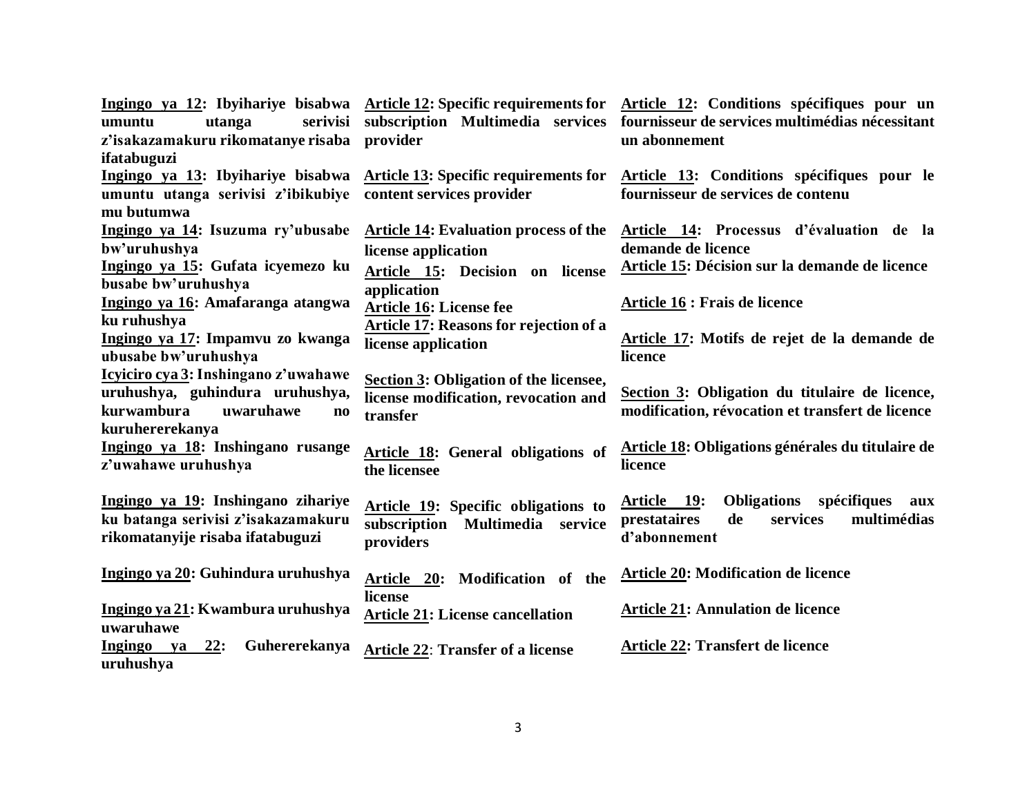| | | |
|---|---|---|
| **Ingingo ya 12: Ibyihariye bisabwa umuntu utanga serivisi z'isakazamakuru rikomatanye risaba ifatabuguzi** | **Article 12: Specific requirements for subscription Multimedia services provider** | **Article 12: Conditions spécifiques pour un fournisseur de services multimédias nécessitant un abonnement** |
| **Ingingo ya 13: Ibyihariye bisabwa umuntu utanga serivisi z'ibikubiye mu butumwa** | **Article 13: Specific requirements for content services provider** | **Article 13: Conditions spécifiques pour le fournisseur de services de contenu** |
| **Ingingo ya 14: Isuzuma ry'ubusabe bw'uruhushya** | **Article 14: Evaluation process of the license application** | **Article 14: Processus d'évaluation de la demande de licence** |
| **Ingingo ya 15: Gufata icyemezo ku busabe bw'uruhushya** | **Article 15: Decision on license application** | **Article 15: Décision sur la demande de licence** |
| **Ingingo ya 16: Amafaranga atangwa ku ruhushya** | **Article 16: License fee** | **Article 16 : Frais de licence** |
| **Ingingo ya 17: Impamvu zo kwanga ubusabe bw'uruhushya** | **Article 17: Reasons for rejection of a license application** | **Article 17: Motifs de rejet de la demande de licence** |
| **Icyiciro cya 3: Inshingano z'uwahawe uruhushya, guhindura uruhushya, kurwambura uwaruhawe no kuruhererekanya** | **Section 3: Obligation of the licensee, license modification, revocation and transfer** | **Section 3: Obligation du titulaire de licence, modification, révocation et transfert de licence** |
| **Ingingo ya 18: Inshingano rusange z'uwahawe uruhushya** | **Article 18: General obligations of the licensee** | **Article 18: Obligations générales du titulaire de licence** |
| **Ingingo ya 19: Inshingano zihariye ku batanga serivisi z'isakazamakuru rikomatanyije risaba ifatabuguzi** | **Article 19: Specific obligations to subscription Multimedia service providers** | **Article 19: Obligations spécifiques aux prestataires de services multimédias d'abonnement** |
| **Ingingo ya 20: Guhindura uruhushya** | **Article 20: Modification of the license** | **Article 20: Modification de licence** |
| **Ingingo ya 21: Kwambura uruhushya uwaruhawe** | **Article 21: License cancellation** | **Article 21: Annulation de licence** |
| **Ingingo ya 22: Guhererekanya uruhushya** | **Article 22: Transfer of a license** | **Article 22: Transfert de licence** |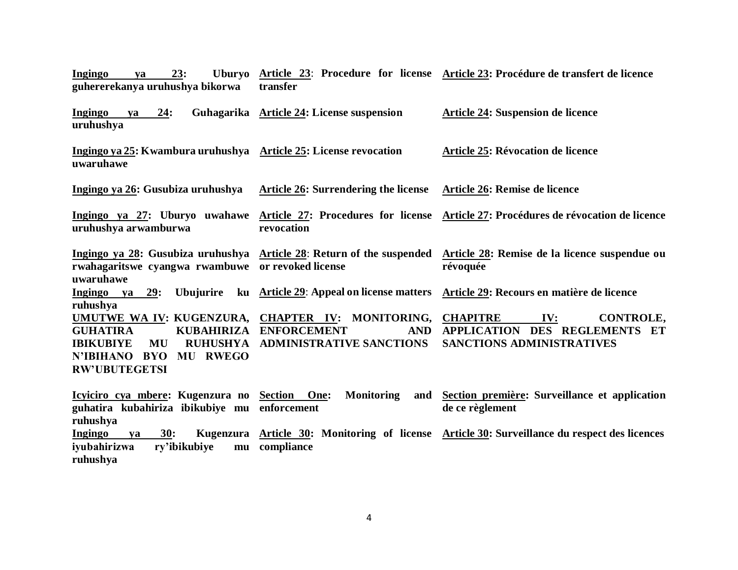| | | |
|---|---|---|
| **Ingingo ya 23: Uburyo guhererekanya uruhushya bikorwa** | **Article 23: Procedure for license transfer** | **Article 23: Procédure de transfert de licence** |
| **Ingingo ya 24: Guhagarika uruhushya** | **Article 24: License suspension** | **Article 24: Suspension de licence** |
| **Ingingo ya 25: Kwambura uruhushya uwaruhawe** | **Article 25: License revocation** | **Article 25: Révocation de licence** |
| **Ingingo ya 26: Gusubiza uruhushya** | **Article 26: Surrendering the license** | **Article 26: Remise de licence** |
| **Ingingo ya 27: Uburyo uwahawe uruhushya arwamburwa** | **Article 27: Procedures for license revocation** | **Article 27: Procédures de révocation de licence** |
| **Ingingo ya 28: Gusubiza uruhushya rwahagaritswe cyangwa rwambuwe uwaruhawe** | **Article 28: Return of the suspended or revoked license** | **Article 28: Remise de la licence suspendue ou révoquée** |
| **Ingingo ya 29: Ubujurire ku ruhushya** | **Article 29: Appeal on license matters** | **Article 29: Recours en matière de licence** |
| **UMUTWE WA IV: KUGENZURA, GUHATIRA KUBAHIRIZA IBIKUBIYE MU RUHUSHYA N'IBIHANO BYO MU RWEGO RW'UBUTEGETSI** | **CHAPTER IV: MONITORING, ENFORCEMENT AND ADMINISTRATIVE SANCTIONS** | **CHAPITRE IV: CONTROLE, APPLICATION DES REGLEMENTS ET SANCTIONS ADMINISTRATIVES** |
| **Icyiciro cya mbere: Kugenzura no guhatira kubahiriza ibikubiye mu ruhushya** | **Section One: Monitoring and enforcement** | **Section première: Surveillance et application de ce règlement** |
| **Ingingo ya 30: Kugenzura iyubahirizwa ry'ibikubiye mu ruhushya** | **Article 30: Monitoring of license compliance** | **Article 30: Surveillance du respect des licences** |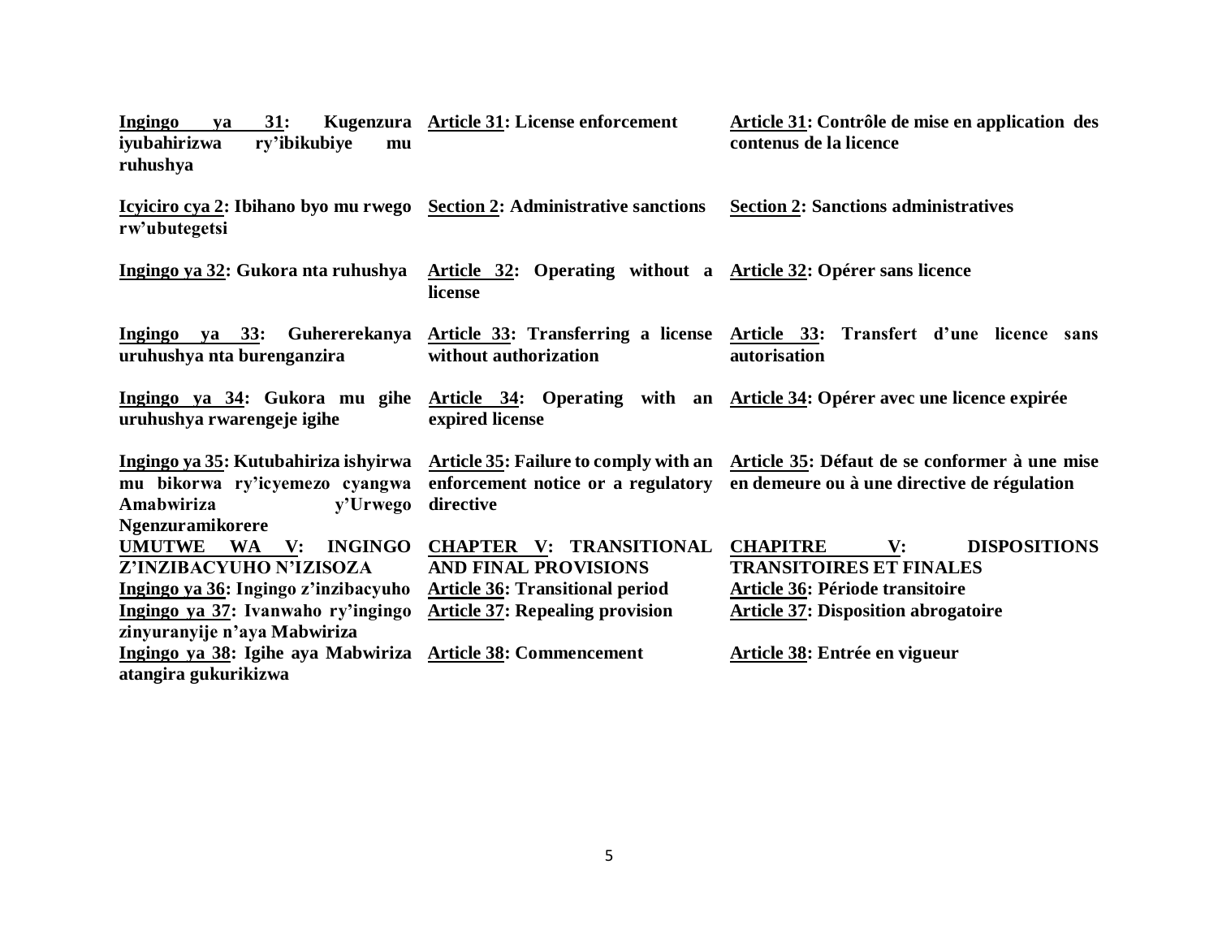**<u>Ingingo ya 31</u>: Kugenzura iyubahirizwa ry'ibikubiye mu ruhushya**

**<u>Icyiciro cya 2</u>: Ibihano byo mu rwego rw'ubutegetsi**

**<u>Ingingo ya 32</u>: Gukora nta ruhushya**

**<u>Ingingo ya 33</u>: Guhererekanya uruhushya nta burenganzira**

**<u>Ingingo ya 34</u>: Gukora mu gihe uruhushya rwarengeje igihe**

**<u>Ingingo ya 35</u>: Kutubahiriza ishyirwa mu bikorwa ry'icyemezo cyangwa Amabwiriza y'Urwego Ngenzuramikorere**

**<u>UMUTWE WA V</u>: INGINGO Z'INZIBACYUHO N'IZISOZA**

**<u>Ingingo ya 36</u>: Ingingo z'inzibacyuho**

**<u>Ingingo ya 37</u>: Ivanwaho ry'ingingo zinyuranyije n'aya Mabwiriza**

**<u>Ingingo ya 38</u>: Igihe aya Mabwiriza atangira gukurikizwa**

**<u>Article 31</u>: License enforcement**

**<u>Section 2</u>: Administrative sanctions**

**<u>Article 32</u>: Operating without a license**

**<u>Article 33</u>: Transferring a license without authorization**

**<u>Article 34</u>: Operating with an expired license**

**<u>Article 35</u>: Failure to comply with an enforcement notice or a regulatory directive**

**<u>CHAPTER V</u>: TRANSITIONAL AND FINAL PROVISIONS**

**<u>Article 36</u>: Transitional period**

**<u>Article 37</u>: Repealing provision**

**<u>Article 38</u>: Commencement**

**<u>Article 31</u>: Contrôle de mise en application des contenus de la licence**

**<u>Section 2</u>: Sanctions administratives**

**<u>Article 32</u>: Opérer sans licence**

**<u>Article 33</u>: Transfert d'une licence sans autorisation**

**<u>Article 34</u>: Opérer avec une licence expirée**

**<u>Article 35</u>: Défaut de se conformer à une mise en demeure ou à une directive de régulation**

**<u>CHAPITRE V</u>: DISPOSITIONS TRANSITOIRES ET FINALES**

**<u>Article 36</u>: Période transitoire**

**<u>Article 37</u>: Disposition abrogatoire**

**<u>Article 38</u>: Entrée en vigueur**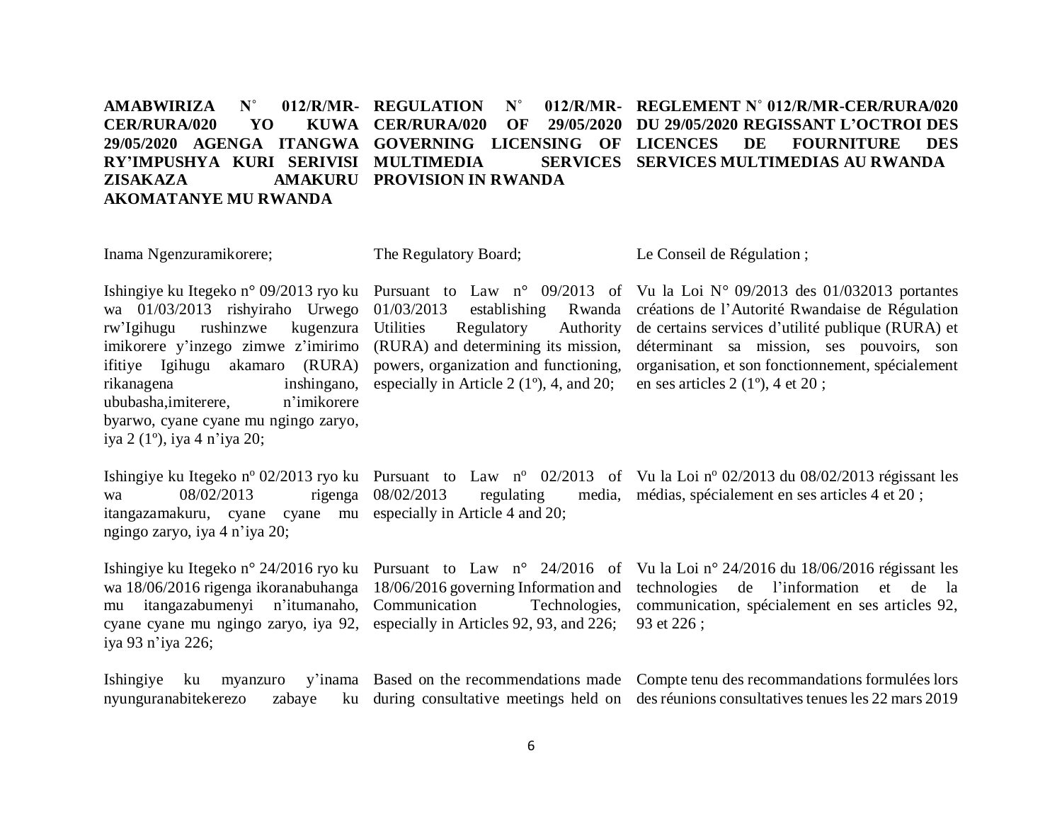**AMABWIRIZA N° 012/R/MR-CER/RURA/020 YO KUWA 29/05/2020 AGENGA ITANGWA RY'IMPUSHYA KURI SERIVISI ZISAKAZA AMAKURU AKOMATANYE MU RWANDA**

**REGULATION N° 012/R/MR-CER/RURA/020 OF 29/05/2020 GOVERNING LICENSING OF MULTIMEDIA SERVICES PROVISION IN RWANDA**

**REGLEMENT N° 012/R/MR-CER/RURA/020 DU 29/05/2020 REGISSANT L'OCTROI DES LICENCES DE FOURNITURE DES SERVICES MULTIMEDIAS AU RWANDA**

Inama Ngenzuramikorere;

Ishingiye ku Itegeko n° 09/2013 ryo ku wa 01/03/2013 rishyiraho Urwego rw'Igihugu rushinzwe kugenzura imikorere y'inzego zimwe z'imirimo ifitiye Igihugu akamaro (RURA) rikanagena inshingano, ububasha,imiterere, n'imikorere byarwo, cyane cyane mu ngingo zaryo, iya 2 (1º), iya 4 n'iya 20;

Ishingiye ku Itegeko nº 02/2013 ryo ku wa 08/02/2013 rigenga itangazamakuru, cyane cyane mu ngingo zaryo, iya 4 n'iya 20;

Ishingiye ku Itegeko n° 24/2016 ryo ku wa 18/06/2016 rigenga ikoranabuhanga mu itangazabumenyi n'itumanaho, cyane cyane mu ngingo zaryo, iya 92, iya 93 n'iya 226;

Ishingiye ku myanzuro y'inama nyunguranabitekerezo zabaye ku

The Regulatory Board;

Pursuant to Law n° 09/2013 of 01/03/2013 establishing Rwanda Utilities Regulatory Authority (RURA) and determining its mission, powers, organization and functioning, especially in Article 2 (1º), 4, and 20;

Pursuant to Law nº 02/2013 of 08/02/2013 regulating media, especially in Article 4 and 20;

Pursuant to Law n° 24/2016 of 18/06/2016 governing Information and Communication Technologies, especially in Articles 92, 93, and 226;

Based on the recommendations made during consultative meetings held on

Le Conseil de Régulation ;

Vu la Loi N° 09/2013 des 01/032013 portantes créations de l'Autorité Rwandaise de Régulation de certains services d'utilité publique (RURA) et déterminant sa mission, ses pouvoirs, son organisation, et son fonctionnement, spécialement en ses articles 2 (1º), 4 et 20 ;

Vu la Loi nº 02/2013 du 08/02/2013 régissant les médias, spécialement en ses articles 4 et 20 ;

Vu la Loi n° 24/2016 du 18/06/2016 régissant les technologies de l'information et de la communication, spécialement en ses articles 92, 93 et 226 ;

Compte tenu des recommandations formulées lors des réunions consultatives tenues les 22 mars 2019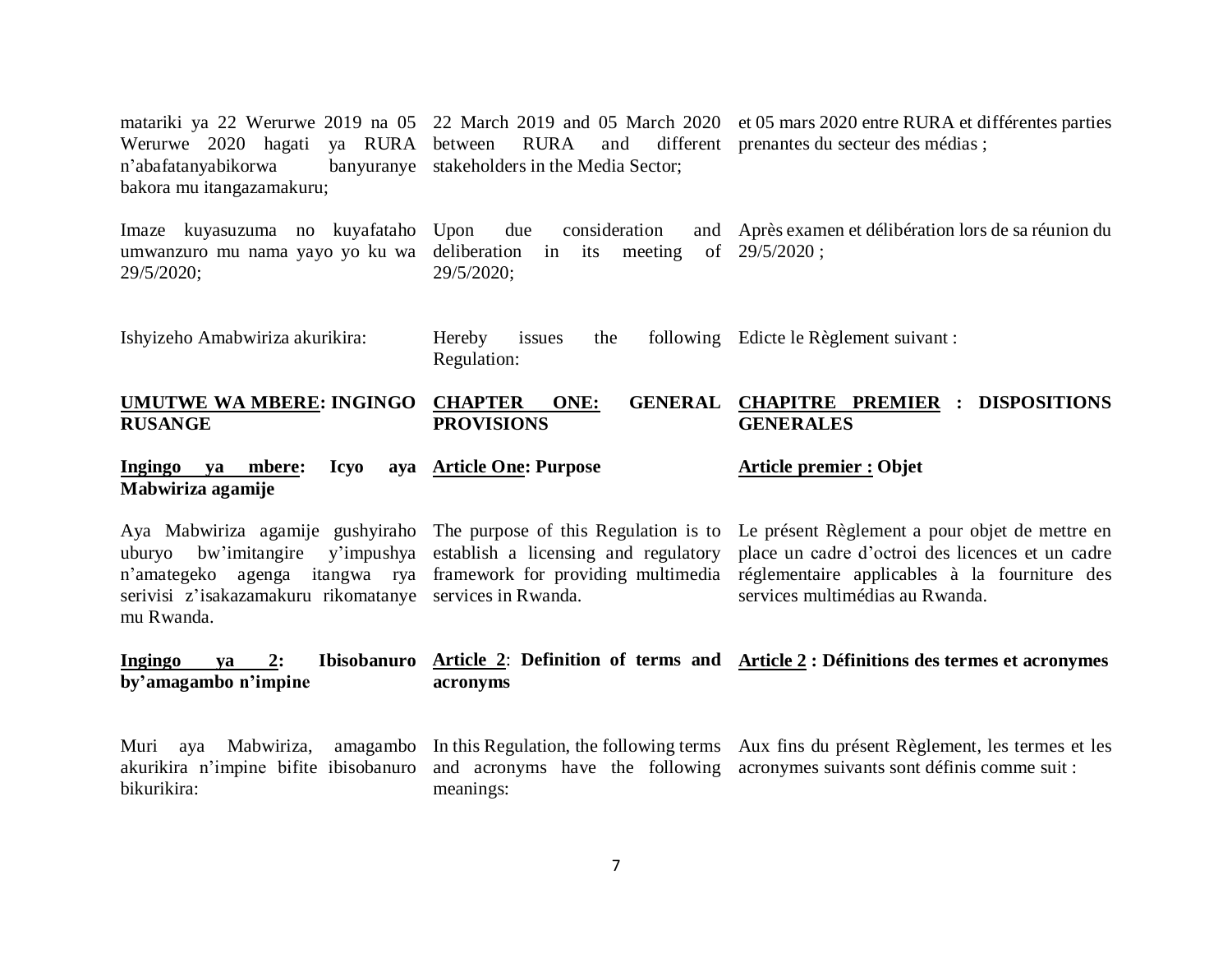| | | |
|---|---|---|
| matariki ya 22 Werurwe 2019 na 05 Werurwe 2020 hagati ya RURA n'abafatanyabikorwa banyuranye bakora mu itangazamakuru; | 22 March 2019 and 05 March 2020 between RURA and different stakeholders in the Media Sector; | et 05 mars 2020 entre RURA et différentes parties prenantes du secteur des médias ; |
| Imaze kuyasuzuma no kuyafataho umwanzuro mu nama yayo yo ku wa 29/5/2020; | Upon due consideration and deliberation in its meeting of 29/5/2020; | Après examen et délibération lors de sa réunion du 29/5/2020 ; |
| Ishyizeho Amabwiriza akurikira: | Hereby issues the following Regulation: | Edicte le Règlement suivant : |
| **UMUTWE WA MBERE: INGINGO RUSANGE** | **CHAPTER ONE: GENERAL PROVISIONS** | **CHAPITRE PREMIER : DISPOSITIONS GENERALES** |
| **Ingingo ya mbere: Icyo aya Mabwiriza agamije** | **Article One: Purpose** | **Article premier : Objet** |
| Aya Mabwiriza agamije gushyiraho uburyo bw'imitangire y'impushya n'amategeko agenga itangwa rya serivisi z'isakazamakuru rikomatanye mu Rwanda. | The purpose of this Regulation is to establish a licensing and regulatory framework for providing multimedia services in Rwanda. | Le présent Règlement a pour objet de mettre en place un cadre d'octroi des licences et un cadre réglementaire applicables à la fourniture des services multimédias au Rwanda. |
| **Ingingo ya 2: Ibisobanuro by'amagambo n'impine** | **Article 2: Definition of terms and acronyms** | **Article 2 : Définitions des termes et acronymes** |
| Muri aya Mabwiriza, amagambo akurikira n'impine bifite ibisobanuro bikurikira: | In this Regulation, the following terms and acronyms have the following meanings: | Aux fins du présent Règlement, les termes et les acronymes suivants sont définis comme suit : |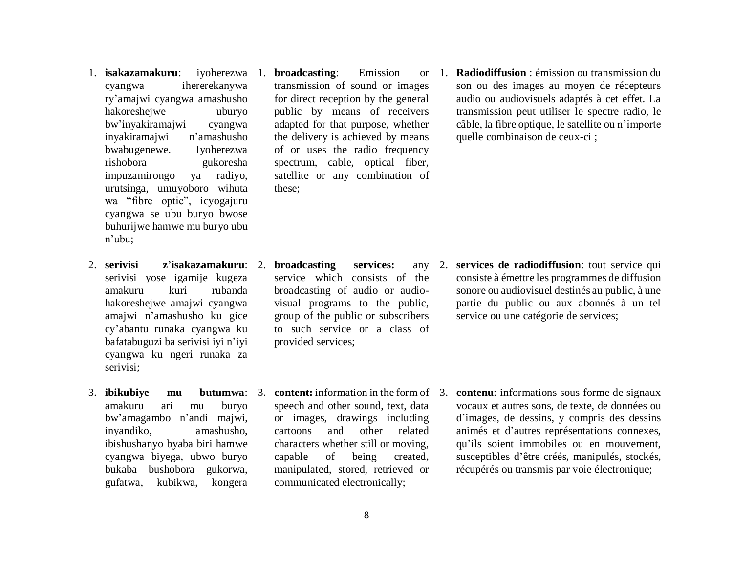1. **isakazamakuru**: iyoherezwa cyangwa ihererekanywa ry'amajwi cyangwa amashusho hakoreshejwe uburyo bw'inyakiramajwi cyangwa inyakiramajwi n'amashusho bwabugenewe. Iyoherezwa rishobora gukoresha impuzamirongo ya radiyo, urutsinga, umuyoboro wihuta wa "fibre optic", icyogajuru cyangwa se ubu buryo bwose buhurijwe hamwe mu buryo ubu n'ubu;

2. **serivisi z'isakazamakuru**: serivisi yose igamije kugeza amakuru kuri rubanda hakoreshejwe amajwi cyangwa amajwi n'amashusho ku gice cy'abantu runaka cyangwa ku bafatabuguzi ba serivisi iyi n'iyi cyangwa ku ngeri runaka za serivisi;

3. **ibikubiye mu butumwa**: amakuru ari mu buryo bw'amagambo n'andi majwi, inyandiko, amashusho, ibishushanyo byaba biri hamwe cyangwa biyega, ubwo buryo bukaba bushobora gukorwa, gufatwa, kubikwa, kongera

1. **broadcasting**: Emission or transmission of sound or images for direct reception by the general public by means of receivers adapted for that purpose, whether the delivery is achieved by means of or uses the radio frequency spectrum, cable, optical fiber, satellite or any combination of these;

2. **broadcasting services:** any service which consists of the broadcasting of audio or audio-visual programs to the public, group of the public or subscribers to such service or a class of provided services;

3. **content:** information in the form of speech and other sound, text, data or images, drawings including cartoons and other related characters whether still or moving, capable of being created, manipulated, stored, retrieved or communicated electronically;

1. **Radiodiffusion** : émission ou transmission du son ou des images au moyen de récepteurs audio ou audiovisuels adaptés à cet effet. La transmission peut utiliser le spectre radio, le câble, la fibre optique, le satellite ou n'importe quelle combinaison de ceux-ci ;

2. **services de radiodiffusion**: tout service qui consiste à émettre les programmes de diffusion sonore ou audiovisuel destinés au public, à une partie du public ou aux abonnés à un tel service ou une catégorie de services;

3. **contenu**: informations sous forme de signaux vocaux et autres sons, de texte, de données ou d'images, de dessins, y compris des dessins animés et d'autres représentations connexes, qu'ils soient immobiles ou en mouvement, susceptibles d'être créés, manipulés, stockés, récupérés ou transmis par voie électronique;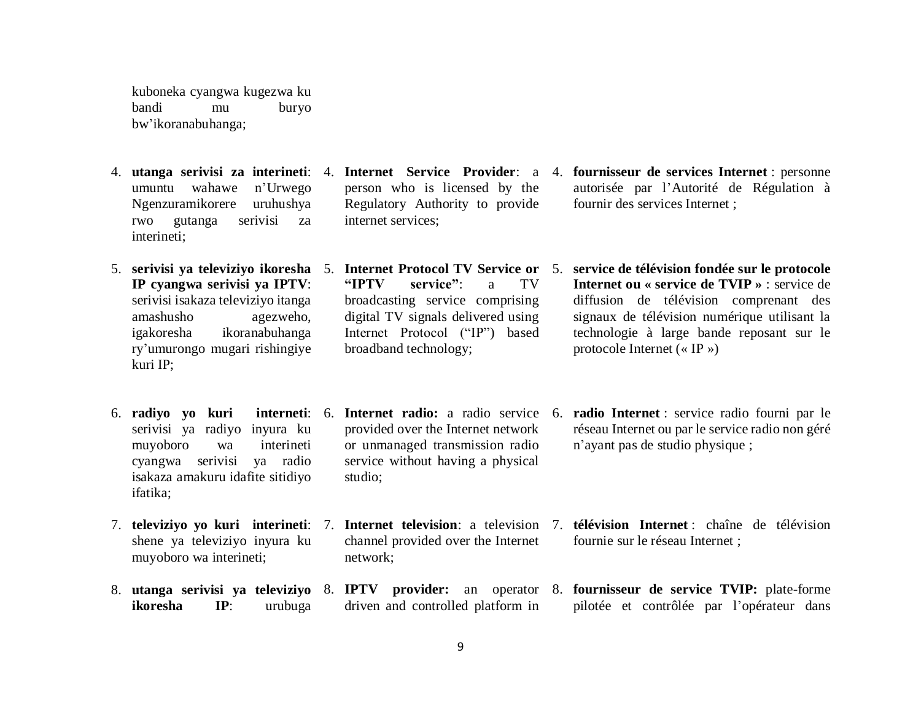kuboneka cyangwa kugezwa ku bandi mu buryo bw'ikoranabuhanga;

4. **utanga serivisi za interineti**: umuntu wahawe n'Urwego Ngenzuramikorere uruhushya rwo gutanga serivisi za interineti;

5. **serivisi ya televiziyo ikoresha IP cyangwa serivisi ya IPTV**: serivisi isakaza televiziyo itanga amashusho agezweho, igakoresha ikoranabuhanga ry'umurongo mugari rishingiye kuri IP;

6. **radiyo yo kuri interineti**: serivisi ya radiyo inyura ku muyoboro wa interineti cyangwa serivisi ya radio isakaza amakuru idafite sitidiyo ifatika;

7. **televiziyo yo kuri interineti**: shene ya televiziyo inyura ku muyoboro wa interineti;

8. **utanga serivisi ya televiziyo ikoresha IP**: urubuga

4. **Internet Service Provider**: a person who is licensed by the Regulatory Authority to provide internet services;

5. **Internet Protocol TV Service or "IPTV service"**: a TV broadcasting service comprising digital TV signals delivered using Internet Protocol ("IP") based broadband technology;

6. **Internet radio:** a radio service provided over the Internet network or unmanaged transmission radio service without having a physical studio;

7. **Internet television**: a television channel provided over the Internet network;

8. **IPTV provider:** an operator driven and controlled platform in

4. **fournisseur de services Internet** : personne autorisée par l'Autorité de Régulation à fournir des services Internet ;

5. **service de télévision fondée sur le protocole Internet ou « service de TVIP »** : service de diffusion de télévision comprenant des signaux de télévision numérique utilisant la technologie à large bande reposant sur le protocole Internet (« IP »)

6. **radio Internet** : service radio fourni par le réseau Internet ou par le service radio non géré n'ayant pas de studio physique ;

7. **télévision Internet** : chaîne de télévision fournie sur le réseau Internet ;

8. **fournisseur de service TVIP:** plate-forme pilotée et contrôlée par l'opérateur dans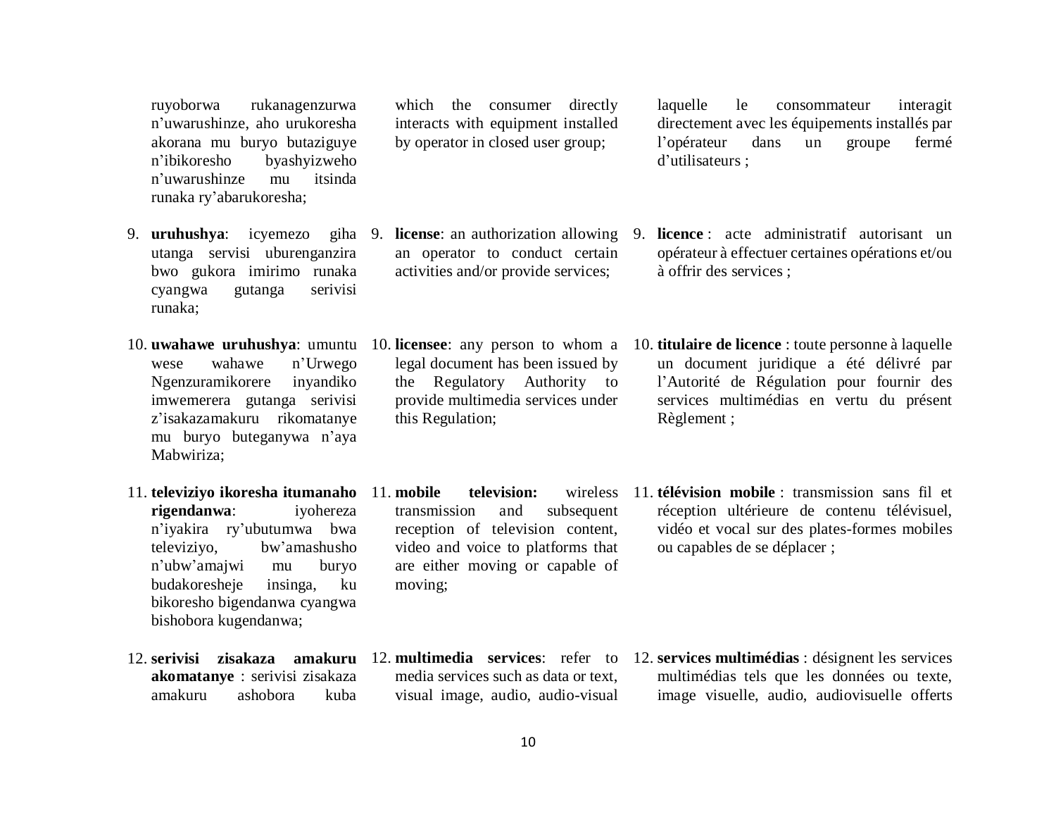ruyoborwa rukanagenzurwa n'uwarushinze, aho urukoresha akorana mu buryo butaziguye n'ibikoresho byashyizweho n'uwarushinze mu itsinda runaka ry'abarukoresha;

9. **uruhushya**: icyemezo giha utanga servisi uburenganzira bwo gukora imirimo runaka cyangwa gutanga serivisi runaka;

10. **uwahawe uruhushya**: umuntu wese wahawe n'Urwego Ngenzuramikorere inyandiko imwemerera gutanga serivisi z'isakazamakuru rikomatanye mu buryo buteganywa n'aya Mabwiriza;

11. **televiziyo ikoresha itumanaho rigendanwa**: iyohereza n'iyakira ry'ubutumwa bwa televiziyo, bw'amashusho n'ubw'amajwi mu buryo budakoresheje insinga, ku bikoresho bigendanwa cyangwa bishobora kugendanwa;

12. **serivisi zisakaza amakuru akomatanye** : serivisi zisakaza amakuru ashobora kuba

which the consumer directly interacts with equipment installed by operator in closed user group;

9. **license**: an authorization allowing an operator to conduct certain activities and/or provide services;

10. **licensee**: any person to whom a legal document has been issued by the Regulatory Authority to provide multimedia services under this Regulation;

11. **mobile television:** wireless transmission and subsequent reception of television content, video and voice to platforms that are either moving or capable of moving;

12. **multimedia services**: refer to media services such as data or text, visual image, audio, audio-visual

laquelle le consommateur interagit directement avec les équipements installés par l'opérateur dans un groupe fermé d'utilisateurs ;

9. **licence** : acte administratif autorisant un opérateur à effectuer certaines opérations et/ou à offrir des services ;

10. **titulaire de licence** : toute personne à laquelle un document juridique a été délivré par l'Autorité de Régulation pour fournir des services multimédias en vertu du présent Règlement ;

11. **télévision mobile** : transmission sans fil et réception ultérieure de contenu télévisuel, vidéo et vocal sur des plates-formes mobiles ou capables de se déplacer ;

12. **services multimédias** : désignent les services multimédias tels que les données ou texte, image visuelle, audio, audiovisuelle offerts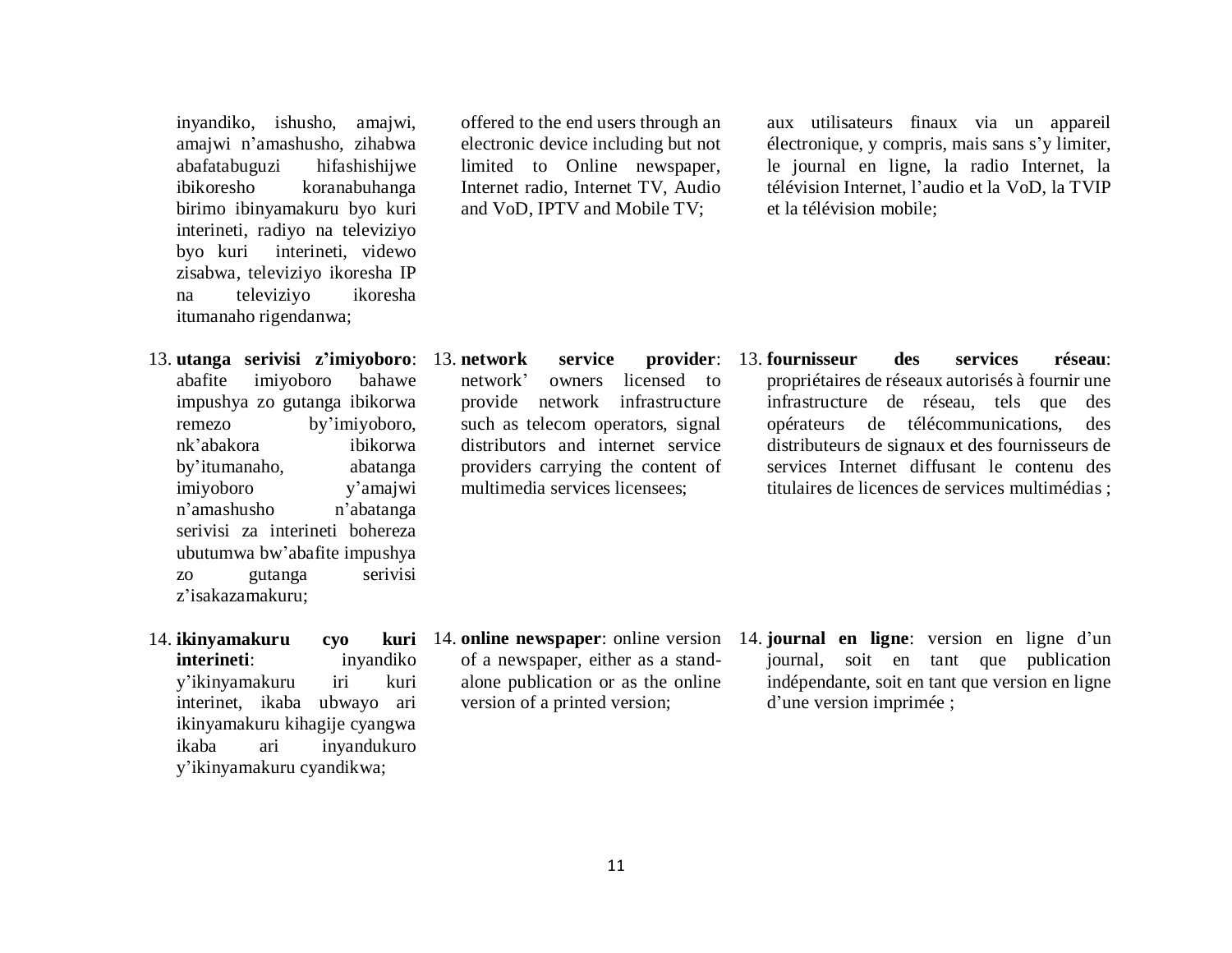inyandiko, ishusho, amajwi, amajwi n'amashusho, zihabwa abafatabuguzi hifashishijwe ibikoresho koranabuhanga birimo ibinyamakuru byo kuri interineti, radiyo na televiziyo byo kuri interineti, videwo zisabwa, televiziyo ikoresha IP na televiziyo ikoresha itumanaho rigendanwa;

13. **utanga serivisi z'imiyoboro**: abafite imiyoboro bahawe impushya zo gutanga ibikorwa remezo by'imiyoboro, nk'abakora ibikorwa by'itumanaho, abatanga imiyoboro y'amajwi n'amashusho n'abatanga serivisi za interineti bohereza ubutumwa bw'abafite impushya zo gutanga serivisi z'isakazamakuru;

14. **ikinyamakuru cyo kuri interineti**: inyandiko y'ikinyamakuru iri kuri interinet, ikaba ubwayo ari ikinyamakuru kihagije cyangwa ikaba ari inyandukuro y'ikinyamakuru cyandikwa;

offered to the end users through an electronic device including but not limited to Online newspaper, Internet radio, Internet TV, Audio and VoD, IPTV and Mobile TV;

13. **network service provider**: network' owners licensed to provide network infrastructure such as telecom operators, signal distributors and internet service providers carrying the content of multimedia services licensees;

14. **online newspaper**: online version of a newspaper, either as a stand-alone publication or as the online version of a printed version;

aux utilisateurs finaux via un appareil électronique, y compris, mais sans s'y limiter, le journal en ligne, la radio Internet, la télévision Internet, l'audio et la VoD, la TVIP et la télévision mobile;

13. **fournisseur des services réseau**: propriétaires de réseaux autorisés à fournir une infrastructure de réseau, tels que des opérateurs de télécommunications, des distributeurs de signaux et des fournisseurs de services Internet diffusant le contenu des titulaires de licences de services multimédias ;

14. **journal en ligne**: version en ligne d'un journal, soit en tant que publication indépendante, soit en tant que version en ligne d'une version imprimée ;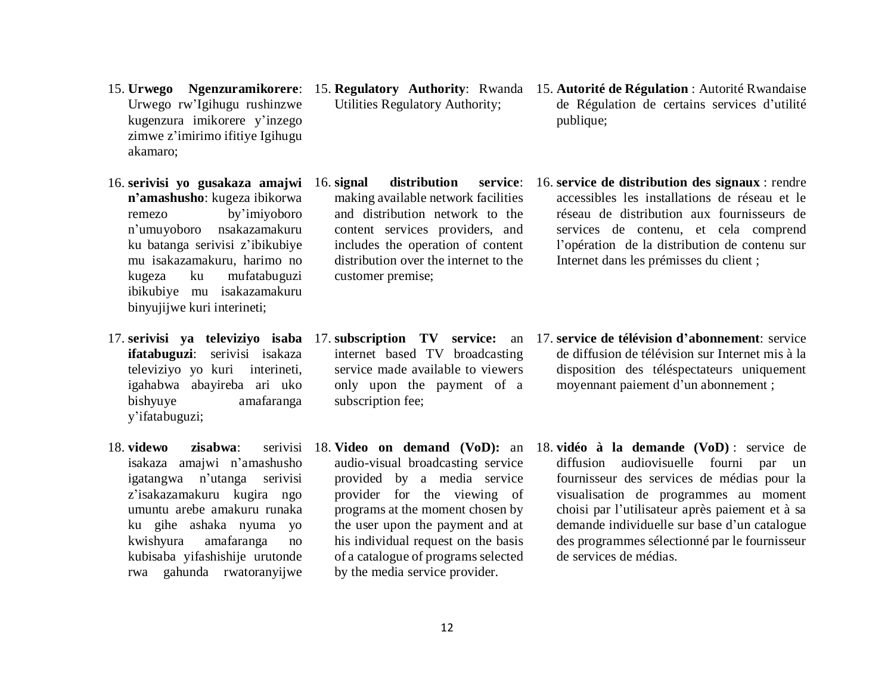15. **Urwego Ngenzuramikorere**: Urwego rw'Igihugu rushinzwe kugenzura imikorere y'inzego zimwe z'imirimo ifitiye Igihugu akamaro;

16. **serivisi yo gusakaza amajwi n'amashusho**: kugeza ibikorwa remezo by'imiyoboro n'umuyoboro nsakazamakuru ku batanga serivisi z'ibikubiye mu isakazamakuru, harimo no kugeza ku mufatabuguzi ibikubiye mu isakazamakuru binyujijwe kuri interineti;

17. **serivisi ya televiziyo isaba ifatabuguzi**: serivisi isakaza televiziyo yo kuri interineti, igahabwa abayireba ari uko bishyuye amafaranga y'ifatabuguzi;

18. **videwo zisabwa**: serivisi isakaza amajwi n'amashusho igatangwa n'utanga serivisi z'isakazamakuru kugira ngo umuntu arebe amakuru runaka ku gihe ashaka nyuma yo kwishyura amafaranga no kubisaba yifashishije urutonde rwa gahunda rwatoranyijwe

15. **Regulatory Authority**: Rwanda Utilities Regulatory Authority;

16. **signal distribution service**: making available network facilities and distribution network to the content services providers, and includes the operation of content distribution over the internet to the customer premise;

17. **subscription TV service:** an internet based TV broadcasting service made available to viewers only upon the payment of a subscription fee;

18. **Video on demand (VoD):** an audio-visual broadcasting service provided by a media service provider for the viewing of programs at the moment chosen by the user upon the payment and at his individual request on the basis of a catalogue of programs selected by the media service provider.

15. **Autorité de Régulation** : Autorité Rwandaise de Régulation de certains services d'utilité publique;

16. **service de distribution des signaux** : rendre accessibles les installations de réseau et le réseau de distribution aux fournisseurs de services de contenu, et cela comprend l'opération de la distribution de contenu sur Internet dans les prémisses du client ;

17. **service de télévision d'abonnement**: service de diffusion de télévision sur Internet mis à la disposition des téléspectateurs uniquement moyennant paiement d'un abonnement ;

18. **vidéo à la demande (VoD)** : service de diffusion audiovisuelle fourni par un fournisseur des services de médias pour la visualisation de programmes au moment choisi par l'utilisateur après paiement et à sa demande individuelle sur base d'un catalogue des programmes sélectionné par le fournisseur de services de médias.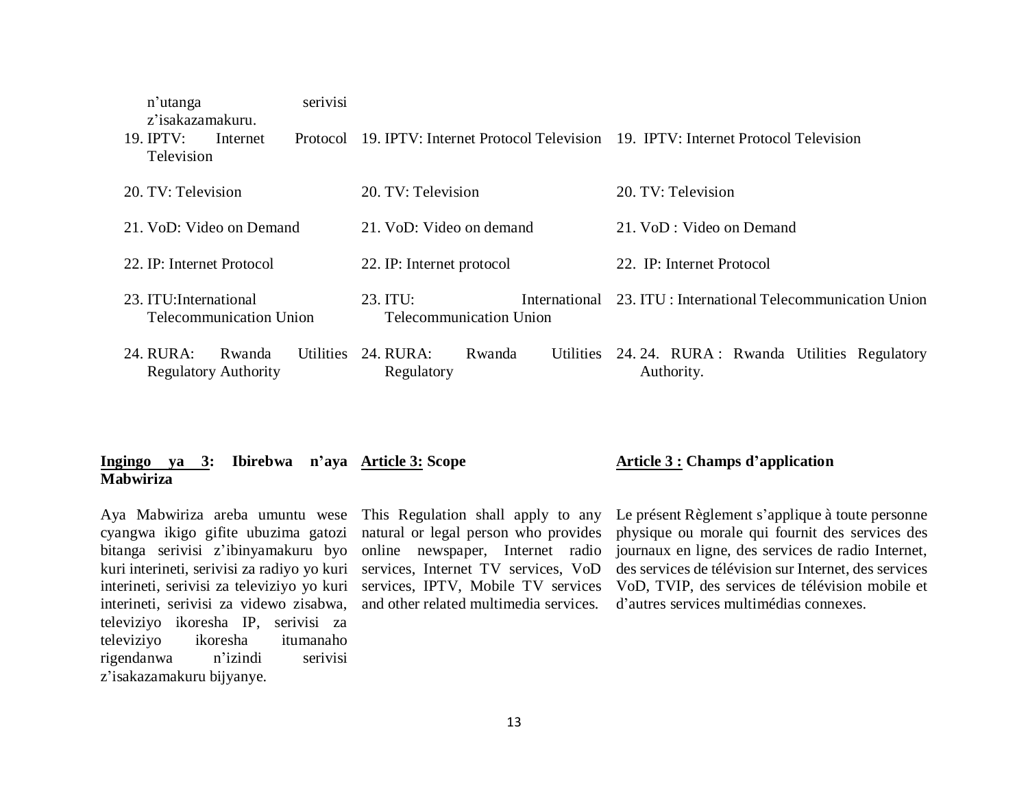n'utanga serivisi z'isakazamakuru.

19. IPTV: Internet Protocol Television
20. TV: Television
21. VoD: Video on Demand
22. IP: Internet Protocol
23. ITU:International Telecommunication Union
24. RURA: Rwanda Utilities Regulatory Authority

19. IPTV: Internet Protocol Television
20. TV: Television
21. VoD: Video on demand
22. IP: Internet protocol
23. ITU: International Telecommunication Union
24. RURA: Rwanda Utilities Regulatory

19. IPTV: Internet Protocol Television
20. TV: Television
21. VoD : Video on Demand
22. IP: Internet Protocol
23. ITU : International Telecommunication Union
24. 24. RURA : Rwanda Utilities Regulatory Authority.

**<u>Ingingo ya 3</u>: Ibirebwa n'aya Mabwiriza**

Aya Mabwiriza areba umuntu wese cyangwa ikigo gifite ubuzima gatozi bitanga serivisi z'ibinyamakuru byo kuri interineti, serivisi za radiyo yo kuri interineti, serivisi za televiziyo yo kuri interineti, serivisi za videwo zisabwa, televiziyo ikoresha IP, serivisi za televiziyo ikoresha itumanaho rigendanwa n'izindi serivisi z'isakazamakuru bijyanye.

**<u>Article 3:</u> Scope**

This Regulation shall apply to any natural or legal person who provides online newspaper, Internet radio services, Internet TV services, VoD services, IPTV, Mobile TV services and other related multimedia services.

**<u>Article 3 :</u> Champs d'application**

Le présent Règlement s'applique à toute personne physique ou morale qui fournit des services des journaux en ligne, des services de radio Internet, des services de télévision sur Internet, des services VoD, TVIP, des services de télévision mobile et d'autres services multimédias connexes.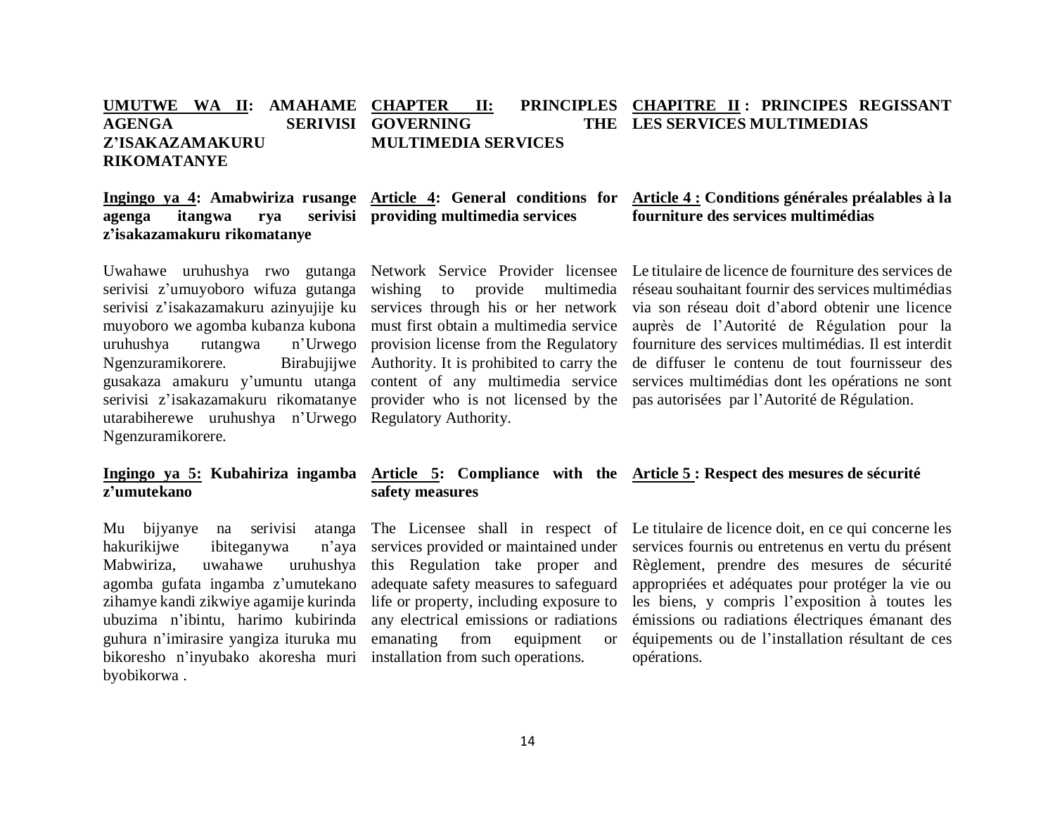**UMUTWE WA II: AMAHAME AGENGA SERIVISI Z'ISAKAZAMAKURU RIKOMATANYE**

**Ingingo ya 4: Amabwiriza rusange agenga itangwa rya serivisi z'isakazamakuru rikomatanye**

Uwahawe uruhushya rwo gutanga serivisi z'umuyoboro wifuza gutanga serivisi z'isakazamakuru azinyujije ku muyoboro we agomba kubanza kubona uruhushya rutangwa n'Urwego Ngenzuramikorere. Birabujijwe gusakaza amakuru y'umuntu utanga serivisi z'isakazamakuru rikomatanye utarabiherewe uruhushya n'Urwego Ngenzuramikorere.

**Ingingo ya 5: Kubahiriza ingamba z'umutekano**

Mu bijyanye na serivisi atanga hakurikijwe ibiteganywa n'aya Mabwiriza, uwahawe uruhushya agomba gufata ingamba z'umutekano zihamye kandi zikwiye agamije kurinda ubuzima n'ibintu, harimo kubirinda guhura n'imirasire yangiza ituruka mu bikoresho n'inyubako akoresha muri byobikorwa .

**CHAPTER II: PRINCIPLES GOVERNING THE MULTIMEDIA SERVICES**

**Article 4: General conditions for providing multimedia services**

Network Service Provider licensee wishing to provide multimedia services through his or her network must first obtain a multimedia service provision license from the Regulatory Authority. It is prohibited to carry the content of any multimedia service provider who is not licensed by the Regulatory Authority.

**Article 5: Compliance with the safety measures**

The Licensee shall in respect of services provided or maintained under this Regulation take proper and adequate safety measures to safeguard life or property, including exposure to any electrical emissions or radiations emanating from equipment or installation from such operations.

**CHAPITRE II : PRINCIPES REGISSANT LES SERVICES MULTIMEDIAS**

**Article 4 : Conditions générales préalables à la fourniture des services multimédias**

Le titulaire de licence de fourniture des services de réseau souhaitant fournir des services multimédias via son réseau doit d'abord obtenir une licence auprès de l'Autorité de Régulation pour la fourniture des services multimédias. Il est interdit de diffuser le contenu de tout fournisseur des services multimédias dont les opérations ne sont pas autorisées par l'Autorité de Régulation.

**Article 5 : Respect des mesures de sécurité**

Le titulaire de licence doit, en ce qui concerne les services fournis ou entretenus en vertu du présent Règlement, prendre des mesures de sécurité appropriées et adéquates pour protéger la vie ou les biens, y compris l'exposition à toutes les émissions ou radiations électriques émanant des équipements ou de l'installation résultant de ces opérations.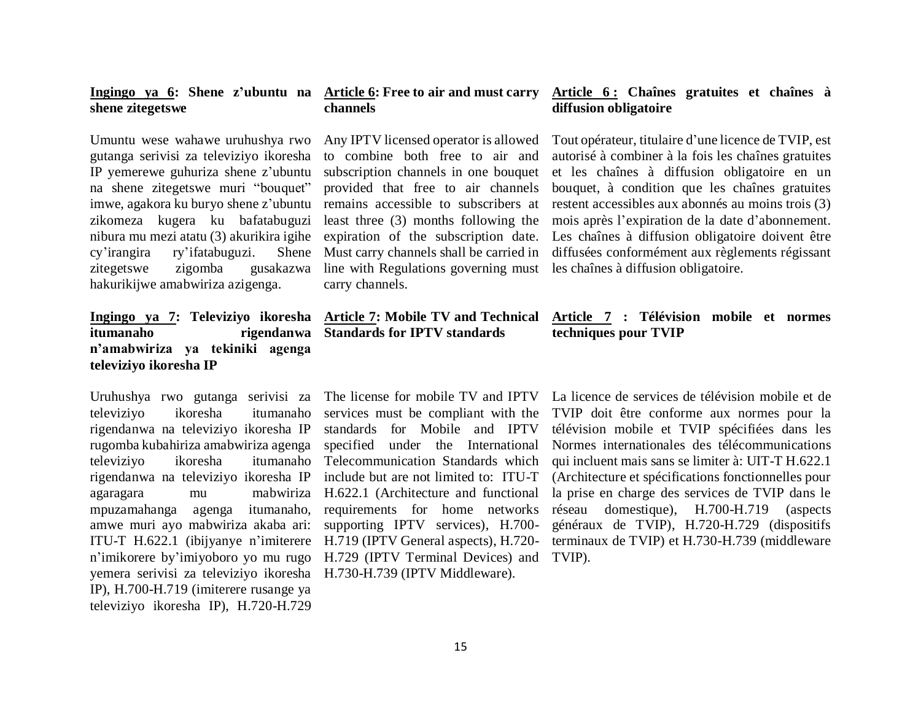**Ingingo ya 6: Shene z'ubuntu na shene zitegetswe**

Umuntu wese wahawe uruhushya rwo gutanga serivisi za televiziyo ikoresha IP yemerewe guhuriza shene z'ubuntu na shene zitegetswe muri "bouquet" imwe, agakora ku buryo shene z'ubuntu zikomeza kugera ku bafatabuguzi nibura mu mezi atatu (3) akurikira igihe cy'irangira ry'ifatabuguzi. Shene zitegetswe zigomba gusakazwa hakurikijwe amabwiriza azigenga.

**Ingingo ya 7: Televiziyo ikoresha itumanaho rigendanwa n'amabwiriza ya tekiniki agenga televiziyo ikoresha IP**

Uruhushya rwo gutanga serivisi za televiziyo ikoresha itumanaho rigendanwa na televiziyo ikoresha IP rugomba kubahiriza amabwiriza agenga televiziyo ikoresha itumanaho rigendanwa na televiziyo ikoresha IP agaragara mu mabwiriza mpuzamahanga agenga itumanaho, amwe muri ayo mabwiriza akaba ari: ITU-T H.622.1 (ibijyanye n'imiterere n'imikorere by'imiyoboro yo mu rugo yemera serivisi za televiziyo ikoresha IP), H.700-H.719 (imiterere rusange ya televiziyo ikoresha IP), H.720-H.729

**Article 6: Free to air and must carry channels**

Any IPTV licensed operator is allowed to combine both free to air and subscription channels in one bouquet provided that free to air channels remains accessible to subscribers at least three (3) months following the expiration of the subscription date. Must carry channels shall be carried in line with Regulations governing must carry channels.

**Article 7: Mobile TV and Technical Standards for IPTV standards**

The license for mobile TV and IPTV services must be compliant with the standards for Mobile and IPTV specified under the International Telecommunication Standards which include but are not limited to: ITU-T H.622.1 (Architecture and functional requirements for home networks supporting IPTV services), H.700-H.719 (IPTV General aspects), H.720-H.729 (IPTV Terminal Devices) and H.730-H.739 (IPTV Middleware).

**Article 6 : Chaînes gratuites et chaînes à diffusion obligatoire**

Tout opérateur, titulaire d'une licence de TVIP, est autorisé à combiner à la fois les chaînes gratuites et les chaînes à diffusion obligatoire en un bouquet, à condition que les chaînes gratuites restent accessibles aux abonnés au moins trois (3) mois après l'expiration de la date d'abonnement. Les chaînes à diffusion obligatoire doivent être diffusées conformément aux règlements régissant les chaînes à diffusion obligatoire.

**Article 7 : Télévision mobile et normes techniques pour TVIP**

La licence de services de télévision mobile et de TVIP doit être conforme aux normes pour la télévision mobile et TVIP spécifiées dans les Normes internationales des télécommunications qui incluent mais sans se limiter à: UIT-T H.622.1 (Architecture et spécifications fonctionnelles pour la prise en charge des services de TVIP dans le réseau domestique), H.700-H.719 (aspects généraux de TVIP), H.720-H.729 (dispositifs terminaux de TVIP) et H.730-H.739 (middleware TVIP).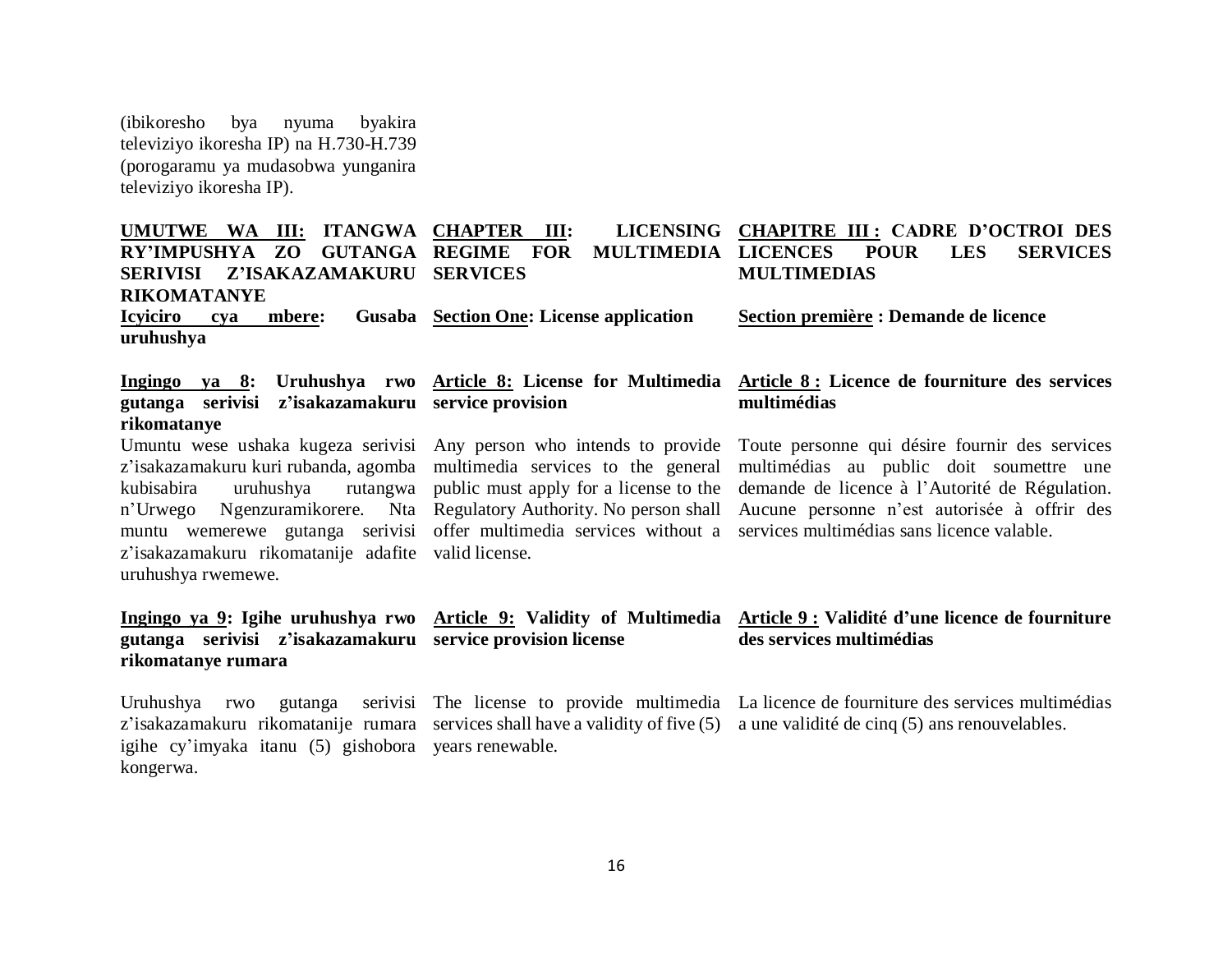(ibikoresho bya nyuma byakira televiziyo ikoresha IP) na H.730-H.739 (porogaramu ya mudasobwa yunganira televiziyo ikoresha IP).

## UMUTWE WA III: ITANGWA RY'IMPUSHYA ZO GUTANGA SERIVISI Z'ISAKAZAMAKURU RIKOMATANYE

### Icyiciro cya mbere: Gusaba uruhushya

#### Ingingo ya 8: Uruhushya rwo gutanga serivisi z'isakazamakuru rikomatanye

Umuntu wese ushaka kugeza serivisi z'isakazamakuru kuri rubanda, agomba kubisabira uruhushya rutangwa n'Urwego Ngenzuramikorere. Nta muntu wemerewe gutanga serivisi z'isakazamakuru rikomatanije adafite uruhushya rwemewe.

#### Ingingo ya 9: Igihe uruhushya rwo gutanga serivisi z'isakazamakuru rikomatanye rumara

Uruhushya rwo gutanga serivisi z'isakazamakuru rikomatanije rumara igihe cy'imyaka itanu (5) gishobora kongerwa.

## CHAPTER III: LICENSING REGIME FOR MULTIMEDIA SERVICES

### Section One: License application

#### Article 8: License for Multimedia service provision

Any person who intends to provide multimedia services to the general public must apply for a license to the Regulatory Authority. No person shall offer multimedia services without a valid license.

#### Article 9: Validity of Multimedia service provision license

The license to provide multimedia services shall have a validity of five (5) years renewable.

## CHAPITRE III : CADRE D'OCTROI DES LICENCES POUR LES SERVICES MULTIMEDIAS

### Section première : Demande de licence

#### Article 8 : Licence de fourniture des services multimédias

Toute personne qui désire fournir des services multimédias au public doit soumettre une demande de licence à l'Autorité de Régulation. Aucune personne n'est autorisée à offrir des services multimédias sans licence valable.

#### Article 9 : Validité d'une licence de fourniture des services multimédias

La licence de fourniture des services multimédias a une validité de cinq (5) ans renouvelables.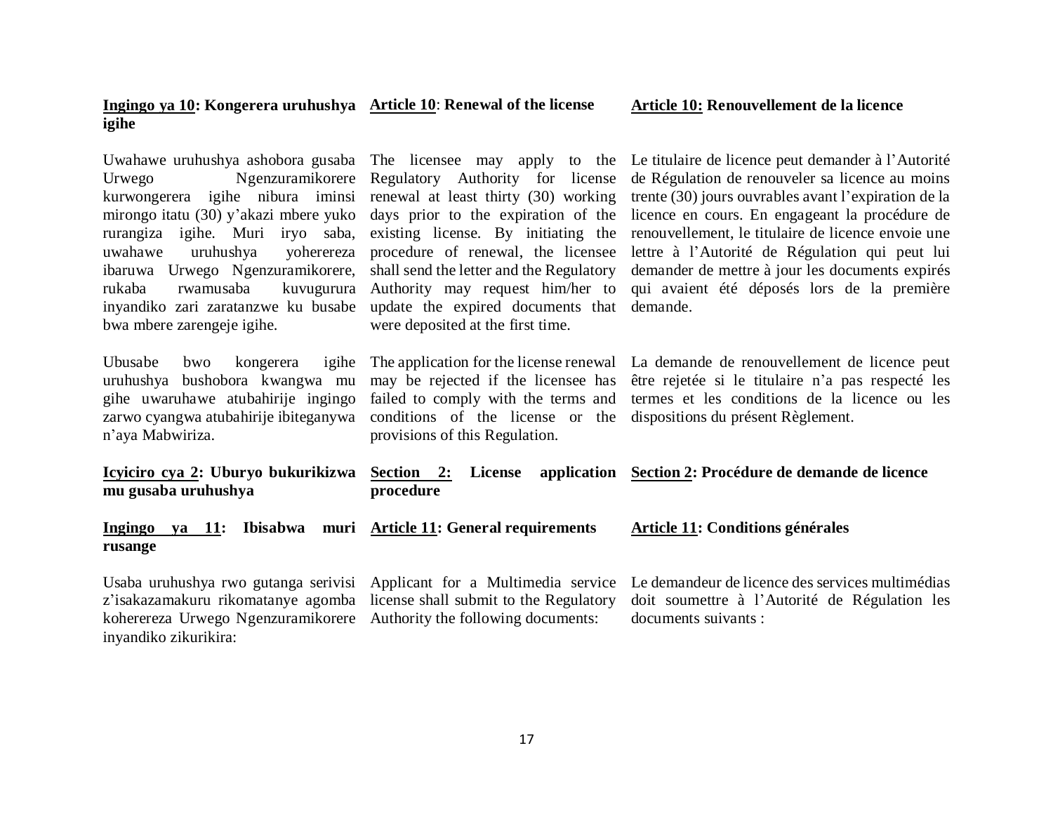**<u>Ingingo ya 10</u>: Kongerera uruhushya igihe**

Uwahawe uruhushya ashobora gusaba Urwego Ngenzuramikorere kurwongerera igihe nibura iminsi mirongo itatu (30) y'akazi mbere yuko rurangiza igihe. Muri iryo saba, uwahawe uruhushya yoherereza ibaruwa Urwego Ngenzuramikorere, rukaba rwamusaba kuvugurura inyandiko zari zaratanzwe ku busabe bwa mbere zarengeje igihe.

Ubusabe bwo kongerera igihe uruhushya bushobora kwangwa mu gihe uwaruhawe atubahirije ingingo zarwo cyangwa atubahirije ibiteganywa n'aya Mabwiriza.

**<u>Icyiciro cya 2</u>: Uburyo bukurikizwa mu gusaba uruhushya**

**<u>Ingingo ya 11</u>: Ibisabwa muri rusange**

Usaba uruhushya rwo gutanga serivisi z'isakazamakuru rikomatanye agomba kohereza Urwego Ngenzuramikorere inyandiko zikurikira:

**<u>Article 10</u>: Renewal of the license**

The licensee may apply to the Regulatory Authority for license renewal at least thirty (30) working days prior to the expiration of the existing license. By initiating the procedure of renewal, the licensee shall send the letter and the Regulatory Authority may request him/her to update the expired documents that were deposited at the first time.

The application for the license renewal may be rejected if the licensee has failed to comply with the terms and conditions of the license or the provisions of this Regulation.

**<u>Section 2</u>: License application procedure**

**<u>Article 11</u>: General requirements**

Applicant for a Multimedia service license shall submit to the Regulatory Authority the following documents:

**<u>Article 10:</u> Renouvellement de la licence**

Le titulaire de licence peut demander à l'Autorité de Régulation de renouveler sa licence au moins trente (30) jours ouvrables avant l'expiration de la licence en cours. En engageant la procédure de renouvellement, le titulaire de licence envoie une lettre à l'Autorité de Régulation qui peut lui demander de mettre à jour les documents expirés qui avaient été déposés lors de la première demande.

La demande de renouvellement de licence peut être rejetée si le titulaire n'a pas respecté les termes et les conditions de la licence ou les dispositions du présent Règlement.

**<u>Section 2</u>: Procédure de demande de licence**

**<u>Article 11</u>: Conditions générales**

Le demandeur de licence des services multimédias doit soumettre à l'Autorité de Régulation les documents suivants :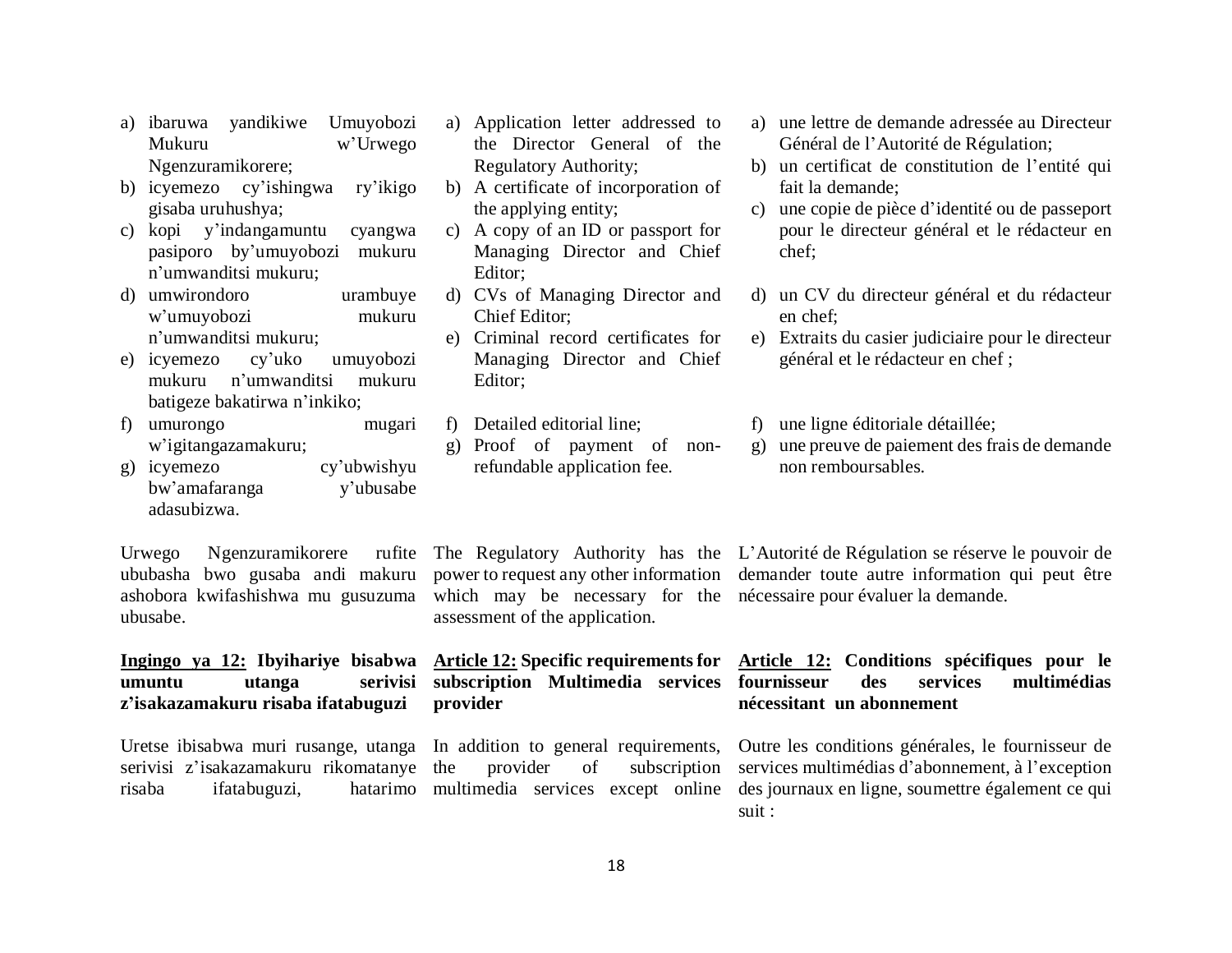a) ibaruwa yandikiwe Umuyobozi Mukuru w'Urwego Ngenzuramikorere;
b) icyemezo cy'ishingwa ry'ikigo gisaba uruhushya;
c) kopi y'indangamuntu cyangwa pasiporo by'umuyobozi mukuru n'umwanditsi mukuru;
d) umwirondoro urambuye w'umuyobozi mukuru n'umwanditsi mukuru;
e) icyemezo cy'uko umuyobozi mukuru n'umwanditsi mukuru batigeze bakatirwa n'inkiko;
f) umurongo mugari w'igitangazamakuru;
g) icyemezo cy'ubwishyu bw'amafaranga y'ubusabe adasubizwa.

Urwego Ngenzuramikorere rufite ububasha bwo gusaba andi makuru ashobora kwifashishwa mu gusuzuma ubusabe.

**Ingingo ya 12: Ibyihariye bisabwa umuntu utanga serivisi z'isakazamakuru risaba ifatabuguzi**

Uretse ibisabwa muri rusange, utanga serivisi z'isakazamakuru rikomatanye risaba ifatabuguzi, hatarimo

a) Application letter addressed to the Director General of the Regulatory Authority;
b) A certificate of incorporation of the applying entity;
c) A copy of an ID or passport for Managing Director and Chief Editor;
d) CVs of Managing Director and Chief Editor;
e) Criminal record certificates for Managing Director and Chief Editor;
f) Detailed editorial line;
g) Proof of payment of non-refundable application fee.

The Regulatory Authority has the power to request any other information which may be necessary for the assessment of the application.

**Article 12: Specific requirements for subscription Multimedia services provider**

In addition to general requirements, the provider of subscription multimedia services except online

a) une lettre de demande adressée au Directeur Général de l'Autorité de Régulation;
b) un certificat de constitution de l'entité qui fait la demande;
c) une copie de pièce d'identité ou de passeport pour le directeur général et le rédacteur en chef;
d) un CV du directeur général et du rédacteur en chef;
e) Extraits du casier judiciaire pour le directeur général et le rédacteur en chef ;
f) une ligne éditoriale détaillée;
g) une preuve de paiement des frais de demande non remboursables.

L'Autorité de Régulation se réserve le pouvoir de demander toute autre information qui peut être nécessaire pour évaluer la demande.

**Article 12: Conditions spécifiques pour le fournisseur des services multimédias nécessitant un abonnement**

Outre les conditions générales, le fournisseur de services multimédias d'abonnement, à l'exception des journaux en ligne, soumettre également ce qui suit :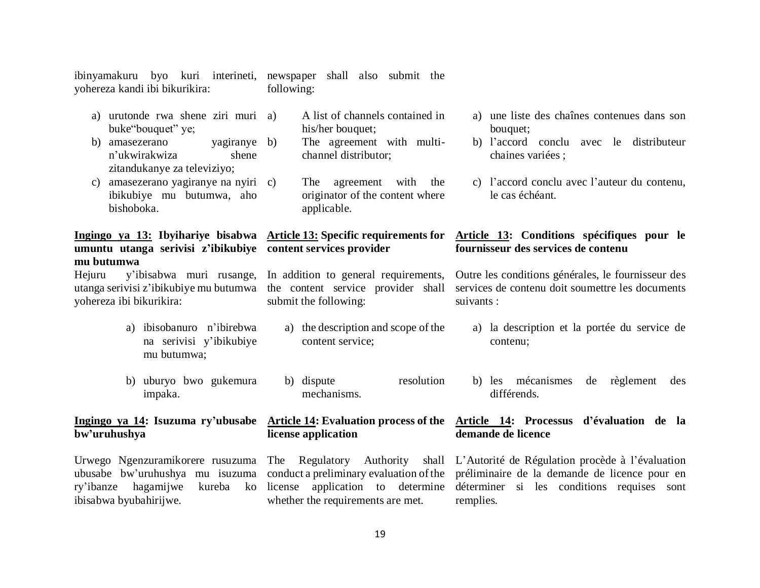ibinyamakuru byo kuri interineti, yohereza kandi ibi bikurikira:

a) urutonde rwa shene ziri muri buke"bouquet" ye;
b) amasezerano yagiranye n'ukwirakwiza shene zitandukanye za televiziyo;
c) amasezerano yagiranye na nyiri ibikubiye mu butumwa, aho bishoboka.

**Ingingo ya 13: Ibyihariye bisabwa umuntu utanga serivisi z'ibikubiye mu butumwa**

Hejuru y'ibisabwa muri rusange, utanga serivisi z'ibikubiye mu butumwa yohereza ibi bikurikira:

a) ibisobanuro n'ibirebwa na serivisi y'ibikubiye mu butumwa;
b) uburyo bwo gukemura impaka.

**Ingingo ya 14: Isuzuma ry'ubusabe bw'uruhushya**

Urwego Ngenzuramikorere rusuzuma ubusabe bw'uruhushya mu isuzuma ry'ibanze hagamijwe kureba ko ibisabwa byubahirijwe.

newspaper shall also submit the following:

a) A list of channels contained in his/her bouquet;
b) The agreement with multi-channel distributor;
c) The agreement with the originator of the content where applicable.

**Article 13: Specific requirements for content services provider**

In addition to general requirements, the content service provider shall submit the following:

a) the description and scope of the content service;
b) dispute resolution mechanisms.

**Article 14: Evaluation process of the license application**

The Regulatory Authority shall conduct a preliminary evaluation of the license application to determine whether the requirements are met.

a) une liste des chaînes contenues dans son bouquet;
b) l'accord conclu avec le distributeur chaines variées ;
c) l'accord conclu avec l'auteur du contenu, le cas échéant.

**Article 13: Conditions spécifiques pour le fournisseur des services de contenu**

Outre les conditions générales, le fournisseur des services de contenu doit soumettre les documents suivants :

a) la description et la portée du service de contenu;
b) les mécanismes de règlement des différends.

**Article 14: Processus d'évaluation de la demande de licence**

L'Autorité de Régulation procède à l'évaluation préliminaire de la demande de licence pour en déterminer si les conditions requises sont remplies.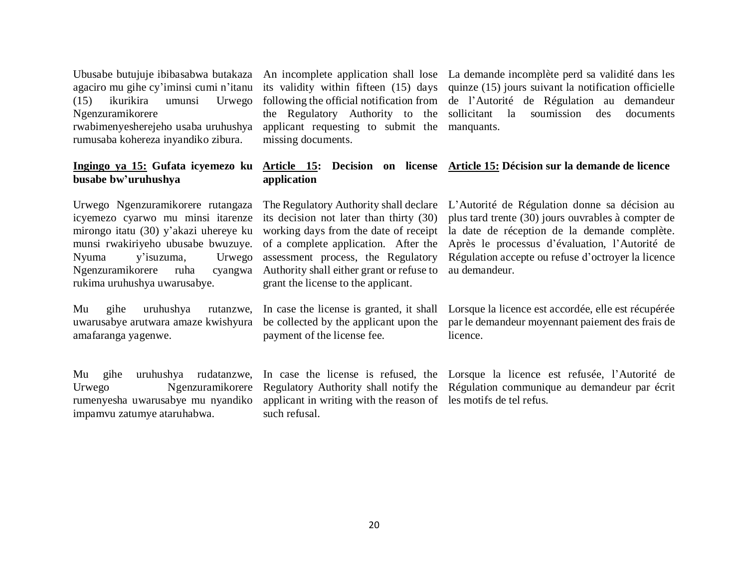Ubusabe butujuje ibibasabwa butakaza agaciro mu gihe cy'iminsi cumi n'itanu (15) ikurikira umunsi Urwego Ngenzuramikorere rwabimenyesherejeho usaba uruhushya rumusaba kohereza inyandiko zibura.

An incomplete application shall lose its validity within fifteen (15) days following the official notification from the Regulatory Authority to the applicant requesting to submit the missing documents.

La demande incomplète perd sa validité dans les quinze (15) jours suivant la notification officielle de l'Autorité de Régulation au demandeur sollicitant la soumission des documents manquants.

**Ingingo ya 15: Gufata icyemezo ku busabe bw'uruhushya**

Urwego Ngenzuramikorere rutangaza icyemezo cyarwo mu minsi itarenze mirongo itatu (30) y'akazi uhereye ku munsi rwakiriyeho ubusabe bwuzuye. Nyuma y'isuzuma, Urwego Ngenzuramikorere ruha cyangwa rukima uruhushya uwarusabye.

Mu gihe uruhushya rutanzwe, uwarusabye arutwara amaze kwishyura amafaranga yagenwe.

Mu gihe uruhushya rudatanzwe, Urwego Ngenzuramikorere rumenyesha uwarusabye mu nyandiko impamvu zatumye ataruhabwa.

**Article 15: Decision on license application**

The Regulatory Authority shall declare its decision not later than thirty (30) working days from the date of receipt of a complete application. After the assessment process, the Regulatory Authority shall either grant or refuse to grant the license to the applicant.

In case the license is granted, it shall be collected by the applicant upon the payment of the license fee.

In case the license is refused, the Regulatory Authority shall notify the applicant in writing with the reason of such refusal.

**Article 15: Décision sur la demande de licence**

L'Autorité de Régulation donne sa décision au plus tard trente (30) jours ouvrables à compter de la date de réception de la demande complète. Après le processus d'évaluation, l'Autorité de Régulation accepte ou refuse d'octroyer la licence au demandeur.

Lorsque la licence est accordée, elle est récupérée par le demandeur moyennant paiement des frais de licence.

Lorsque la licence est refusée, l'Autorité de Régulation communique au demandeur par écrit les motifs de tel refus.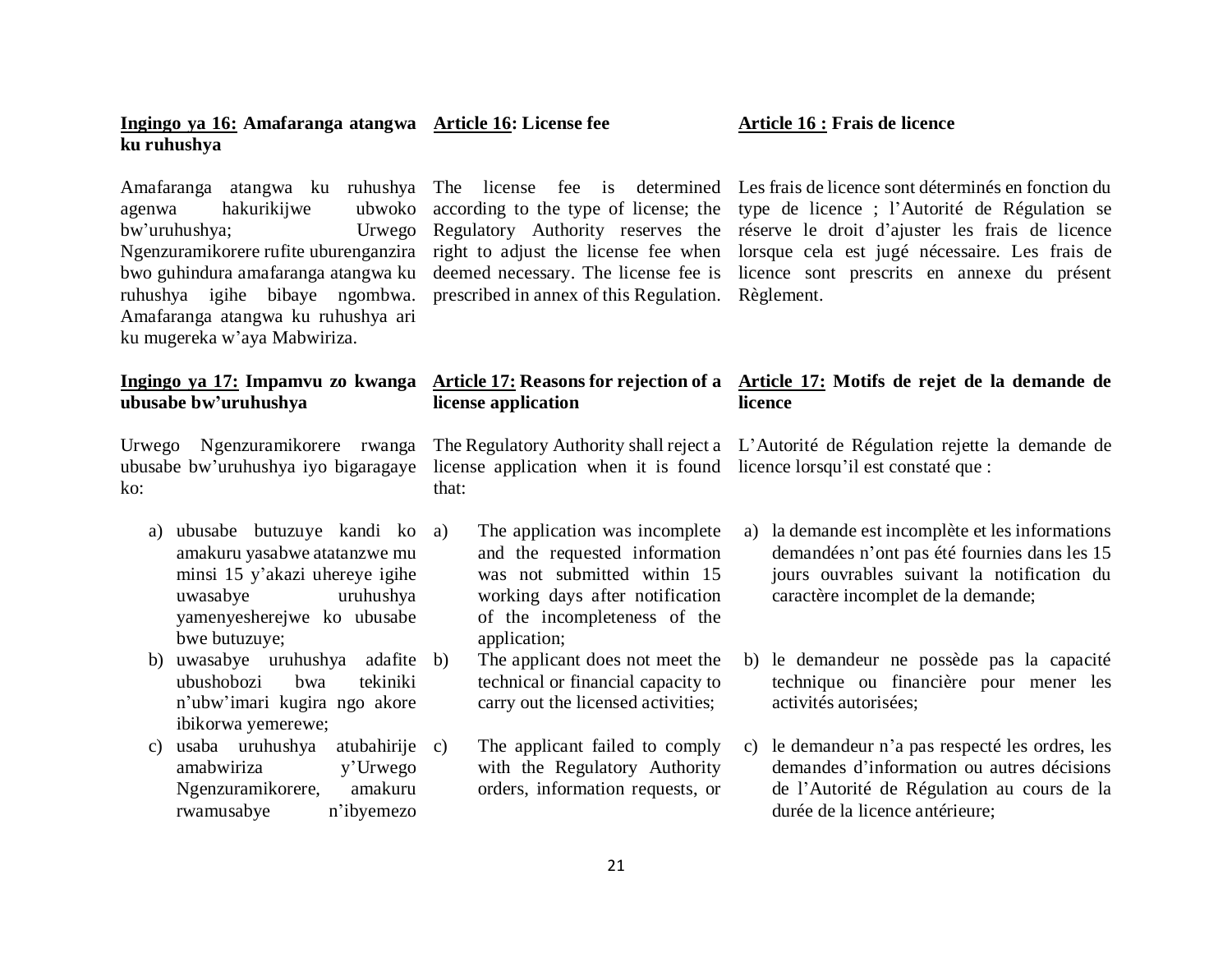**Ingingo ya 16: Amafaranga atangwa ku ruhushya**

Amafaranga atangwa ku ruhushya agenwa hakurikijwe ubwoko bw'uruhushya; Urwego Ngenzuramikorere rufite uburenganzira bwo guhindura amafaranga atangwa ku ruhushya igihe bibaye ngombwa. Amafaranga atangwa ku ruhushya ari ku mugereka w'aya Mabwiriza.

**Ingingo ya 17: Impamvu zo kwanga ubusabe bw'uruhushya**

Urwego Ngenzuramikorere rwanga ubusabe bw'uruhushya iyo bigaragaye ko:

a) ubusabe butuzuye kandi ko amakuru yasabwe atatanzwe mu minsi 15 y'akazi uhereye igihe uwasabye uruhushya yamenyesherejwe ko ubusabe bwe butuzuye;
b) uwasabye uruhushya adafite ubushobozi bwa tekiniki n'ubw'imari kugira ngo akore ibikorwa yemerewe;
c) usaba uruhushya atubahirije amabwiriza y'Urwego Ngenzuramikorere, amakuru rwamusabye n'ibyemezo

**Article 16: License fee**

The license fee is determined according to the type of license; the Regulatory Authority reserves the right to adjust the license fee when deemed necessary. The license fee is prescribed in annex of this Regulation.

**Article 17: Reasons for rejection of a license application**

The Regulatory Authority shall reject a license application when it is found that:

a) The application was incomplete and the requested information was not submitted within 15 working days after notification of the incompleteness of the application;
b) The applicant does not meet the technical or financial capacity to carry out the licensed activities;
c) The applicant failed to comply with the Regulatory Authority orders, information requests, or

**Article 16 : Frais de licence**

Les frais de licence sont déterminés en fonction du type de licence ; l'Autorité de Régulation se réserve le droit d'ajuster les frais de licence lorsque cela est jugé nécessaire. Les frais de licence sont prescrits en annexe du présent Règlement.

**Article 17: Motifs de rejet de la demande de licence**

L'Autorité de Régulation rejette la demande de licence lorsqu'il est constaté que :

a) la demande est incomplète et les informations demandées n'ont pas été fournies dans les 15 jours ouvrables suivant la notification du caractère incomplet de la demande;
b) le demandeur ne possède pas la capacité technique ou financière pour mener les activités autorisées;
c) le demandeur n'a pas respecté les ordres, les demandes d'information ou autres décisions de l'Autorité de Régulation au cours de la durée de la licence antérieure;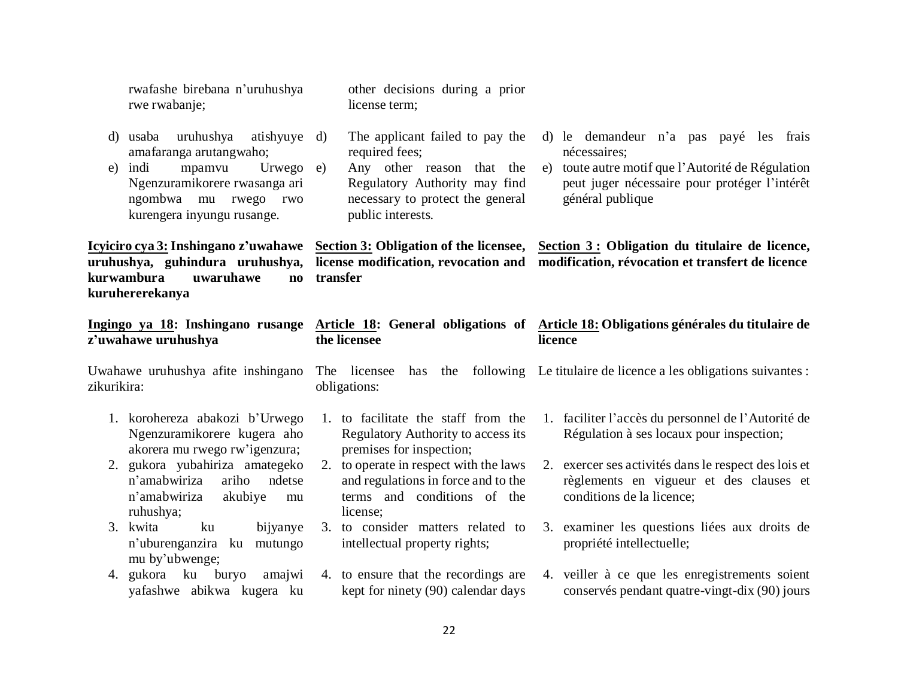rwafashe birebana n'uruhushya rwe rwabanje;

d) usaba uruhushya atishyuye amafaranga arutangwaho;

e) indi mpamvu Urwego Ngenzuramikorere rwasanga ari ngombwa mu rwego rwo kurengera inyungu rusange.

**Icyiciro cya 3: Inshingano z'uwahawe uruhushya, guhindura uruhushya, kurwambura uwaruhawe no kuruhererekanya**

**Ingingo ya 18: Inshingano rusange z'uwahawe uruhushya**

Uwahawe uruhushya afite inshingano zikurikira:

1. korohereza abakozi b'Urwego Ngenzuramikorere kugera aho akorera mu rwego rw'igenzura;
2. gukora yubahiriza amategeko n'amabwiriza ariho ndetse n'amabwiriza akubiye mu ruhushya;
3. kwita ku bijyanye n'uburenganzira ku mutungo mu by'ubwenge;
4. gukora ku buryo amajwi yafashwe abikwa kugera ku

other decisions during a prior license term;

d) The applicant failed to pay the required fees;

e) Any other reason that the Regulatory Authority may find necessary to protect the general public interests.

**Section 3: Obligation of the licensee, license modification, revocation and transfer**

**Article 18: General obligations of the licensee**

The licensee has the following obligations:

1. to facilitate the staff from the Regulatory Authority to access its premises for inspection;
2. to operate in respect with the laws and regulations in force and to the terms and conditions of the license;
3. to consider matters related to intellectual property rights;
4. to ensure that the recordings are kept for ninety (90) calendar days

d) le demandeur n'a pas payé les frais nécessaires;

e) toute autre motif que l'Autorité de Régulation peut juger nécessaire pour protéger l'intérêt général publique

**Section 3 : Obligation du titulaire de licence, modification, révocation et transfert de licence**

**Article 18: Obligations générales du titulaire de licence**

Le titulaire de licence a les obligations suivantes :

1. faciliter l'accès du personnel de l'Autorité de Régulation à ses locaux pour inspection;
2. exercer ses activités dans le respect des lois et règlements en vigueur et des clauses et conditions de la licence;
3. examiner les questions liées aux droits de propriété intellectuelle;
4. veiller à ce que les enregistrements soient conservés pendant quatre-vingt-dix (90) jours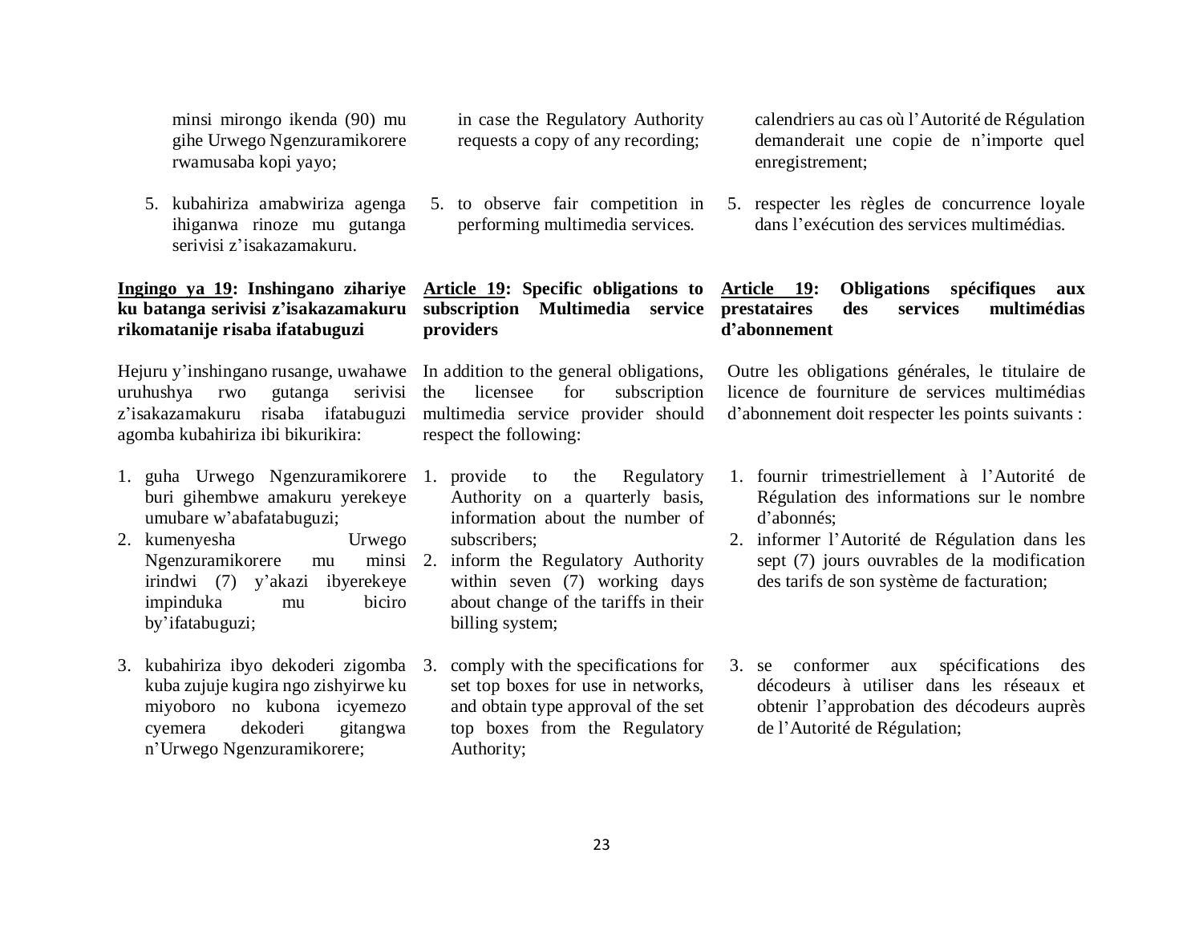minsi mirongo ikenda (90) mu gihe Urwego Ngenzuramikorere rwamusaba kopi yayo;

5. kubahiriza amabwiriza agenga ihiganwa rinoze mu gutanga serivisi z'isakazamakuru.

**Ingingo ya 19: Inshingano zihariye ku batanga serivisi z'isakazamakuru rikomatanije risaba ifatabuguzi**

Hejuru y'inshingano rusange, uwahawe uruhushya rwo gutanga serivisi z'isakazamakuru risaba ifatabuguzi agomba kubahiriza ibi bikurikira:

1. guha Urwego Ngenzuramikorere buri gihembwe amakuru yerekeye umubare w'abafatabuguzi;
2. kumenyesha Urwego Ngenzuramikorere mu minsi irindwi (7) y'akazi ibyerekeye impinduka mu biciro by'ifatabuguzi;
3. kubahiriza ibyo dekoderi zigomba kuba zujuje kugira ngo zishyirwe ku miyoboro no kubona icyemezo cyemera dekoderi gitangwa n'Urwego Ngenzuramikorere;

in case the Regulatory Authority requests a copy of any recording;

5. to observe fair competition in performing multimedia services.

**Article 19: Specific obligations to subscription Multimedia service providers**

In addition to the general obligations, the licensee for subscription multimedia service provider should respect the following:

1. provide to the Regulatory Authority on a quarterly basis, information about the number of subscribers;
2. inform the Regulatory Authority within seven (7) working days about change of the tariffs in their billing system;
3. comply with the specifications for set top boxes for use in networks, and obtain type approval of the set top boxes from the Regulatory Authority;

calendriers au cas où l'Autorité de Régulation demanderait une copie de n'importe quel enregistrement;

5. respecter les règles de concurrence loyale dans l'exécution des services multimédias.

**Article 19: Obligations spécifiques aux prestataires des services multimédias d'abonnement**

Outre les obligations générales, le titulaire de licence de fourniture de services multimédias d'abonnement doit respecter les points suivants :

1. fournir trimestriellement à l'Autorité de Régulation des informations sur le nombre d'abonnés;
2. informer l'Autorité de Régulation dans les sept (7) jours ouvrables de la modification des tarifs de son système de facturation;
3. se conformer aux spécifications des décodeurs à utiliser dans les réseaux et obtenir l'approbation des décodeurs auprès de l'Autorité de Régulation;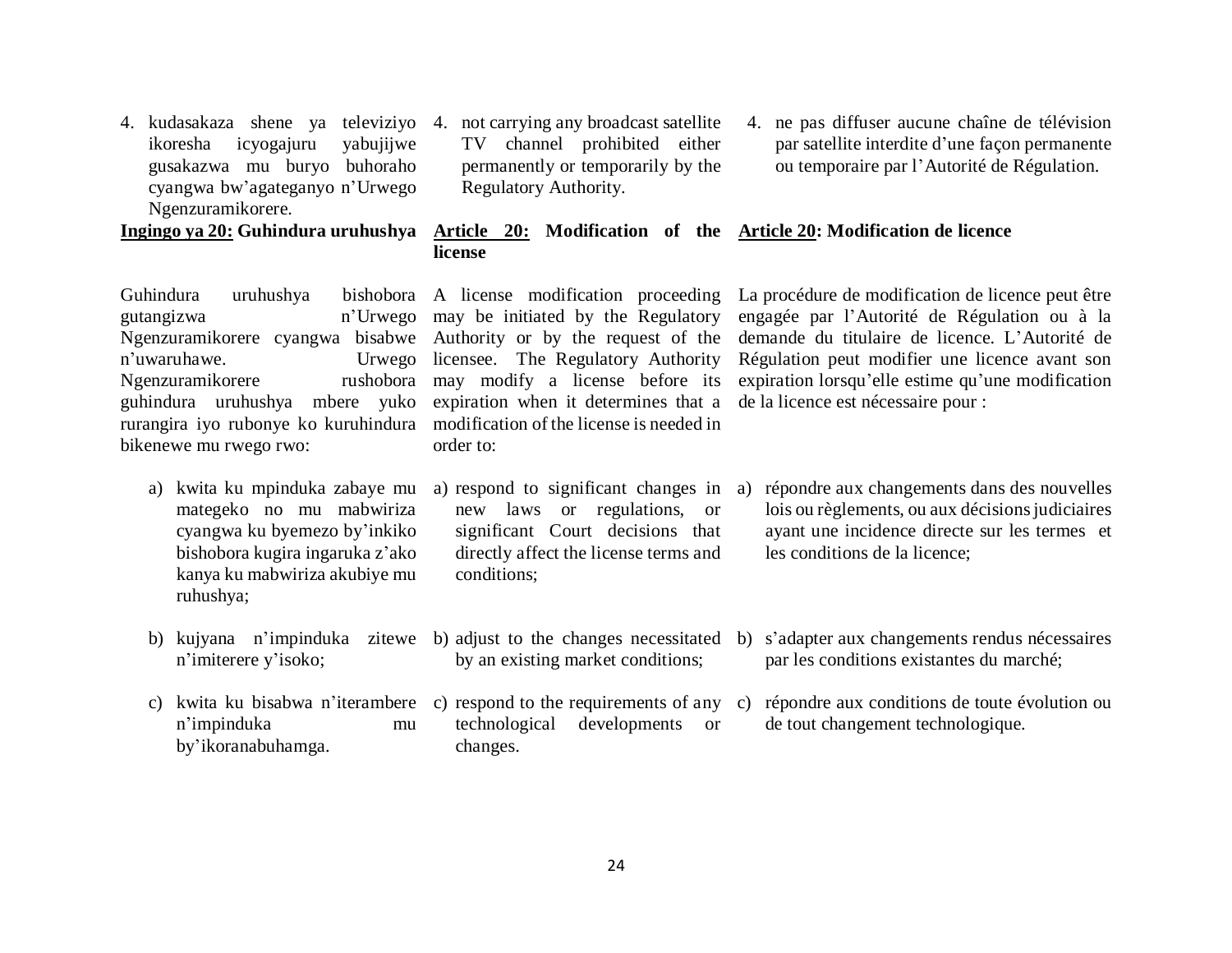4. kudasakaza shene ya televiziyo ikoresha icyogajuru yabujijwe gusakazwa mu buryo buhoraho cyangwa bw'agateganyo n'Urwego Ngenzuramikorere.

**Ingingo ya 20: Guhindura uruhushya**

Guhindura uruhushya bishobora gutangizwa n'Urwego Ngenzuramikorere cyangwa bisabwe n'uwaruhawe. Urwego Ngenzuramikorere rushobora guhindura uruhushya mbere yuko rurangira iyo rubonye ko kuruhindura bikenewe mu rwego rwo:

a) kwita ku mpinduka zabaye mu mategeko no mu mabwiriza cyangwa ku byemezo by'inkiko bishobora kugira ingaruka z'ako kanya ku mabwiriza akubiye mu ruhushya;

b) kujyana n'impinduka zitewe n'imiterere y'isoko;

c) kwita ku bisabwa n'iterambere n'impinduka mu by'ikoranabuhamga.

4. not carrying any broadcast satellite TV channel prohibited either permanently or temporarily by the Regulatory Authority.

**Article 20: Modification of the license**

A license modification proceeding may be initiated by the Regulatory Authority or by the request of the licensee. The Regulatory Authority may modify a license before its expiration when it determines that a modification of the license is needed in order to:

a) respond to significant changes in new laws or regulations, or significant Court decisions that directly affect the license terms and conditions;

b) adjust to the changes necessitated by an existing market conditions;

c) respond to the requirements of any technological developments or changes.

4. ne pas diffuser aucune chaîne de télévision par satellite interdite d'une façon permanente ou temporaire par l'Autorité de Régulation.

**Article 20: Modification de licence**

La procédure de modification de licence peut être engagée par l'Autorité de Régulation ou à la demande du titulaire de licence. L'Autorité de Régulation peut modifier une licence avant son expiration lorsqu'elle estime qu'une modification de la licence est nécessaire pour :

a) répondre aux changements dans des nouvelles lois ou règlements, ou aux décisions judiciaires ayant une incidence directe sur les termes et les conditions de la licence;

b) s'adapter aux changements rendus nécessaires par les conditions existantes du marché;

c) répondre aux conditions de toute évolution ou de tout changement technologique.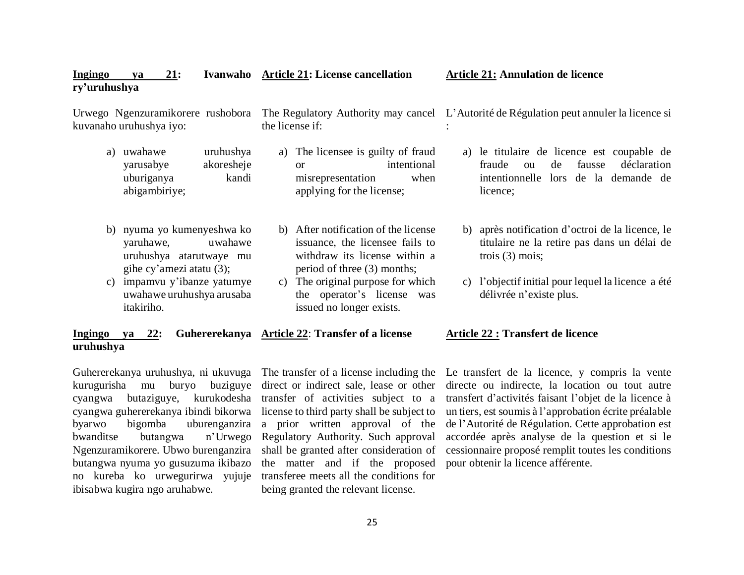**Ingingo ya 21: Ivanwaho ry'uruhushya**

Urwego Ngenzuramikorere rushobora kuvanaho uruhushya iyo:

a) uwahawe uruhushya yarusabye akoresheje uburiganya kandi abigambiriye;

b) nyuma yo kumenyeshwa ko yaruhawe, uwahawe uruhushya atarutwaye mu gihe cy'amezi atatu (3);

c) impamvu y'ibanze yatumye uwahawe uruhushya arusaba itakiriho.

**Ingingo ya 22: Guhererekanya uruhushya**

Guhererekanya uruhushya, ni ukuvuga kurugurisha mu buryo buziguye cyangwa butaziguye, kurukodesha cyangwa guhererekanya ibindi bikorwa byarwo bigomba uburenganzira bwanditse butangwa n'Urwego Ngenzuramikorere. Ubwo burenganzira butangwa nyuma yo gusuzuma ikibazo no kureba ko urwegurirwa yujuje ibisabwa kugira ngo aruhabwe.

**Article 21: License cancellation**

The Regulatory Authority may cancel the license if:

a) The licensee is guilty of fraud or intentional misrepresentation when applying for the license;

b) After notification of the license issuance, the licensee fails to withdraw its license within a period of three (3) months;

c) The original purpose for which the operator's license was issued no longer exists.

**Article 22: Transfer of a license**

The transfer of a license including the direct or indirect sale, lease or other transfer of activities subject to a license to third party shall be subject to a prior written approval of the Regulatory Authority. Such approval shall be granted after consideration of the matter and if the proposed transferee meets all the conditions for being granted the relevant license.

**Article 21: Annulation de licence**

L'Autorité de Régulation peut annuler la licence si :

a) le titulaire de licence est coupable de fraude ou de fausse déclaration intentionnelle lors de la demande de licence;

b) après notification d'octroi de la licence, le titulaire ne la retire pas dans un délai de trois (3) mois;

c) l'objectif initial pour lequel la licence a été délivrée n'existe plus.

**Article 22 : Transfert de licence**

Le transfert de la licence, y compris la vente directe ou indirecte, la location ou tout autre transfert d'activités faisant l'objet de la licence à un tiers, est soumis à l'approbation écrite préalable de l'Autorité de Régulation. Cette approbation est accordée après analyse de la question et si le cessionnaire proposé remplit toutes les conditions pour obtenir la licence afférente.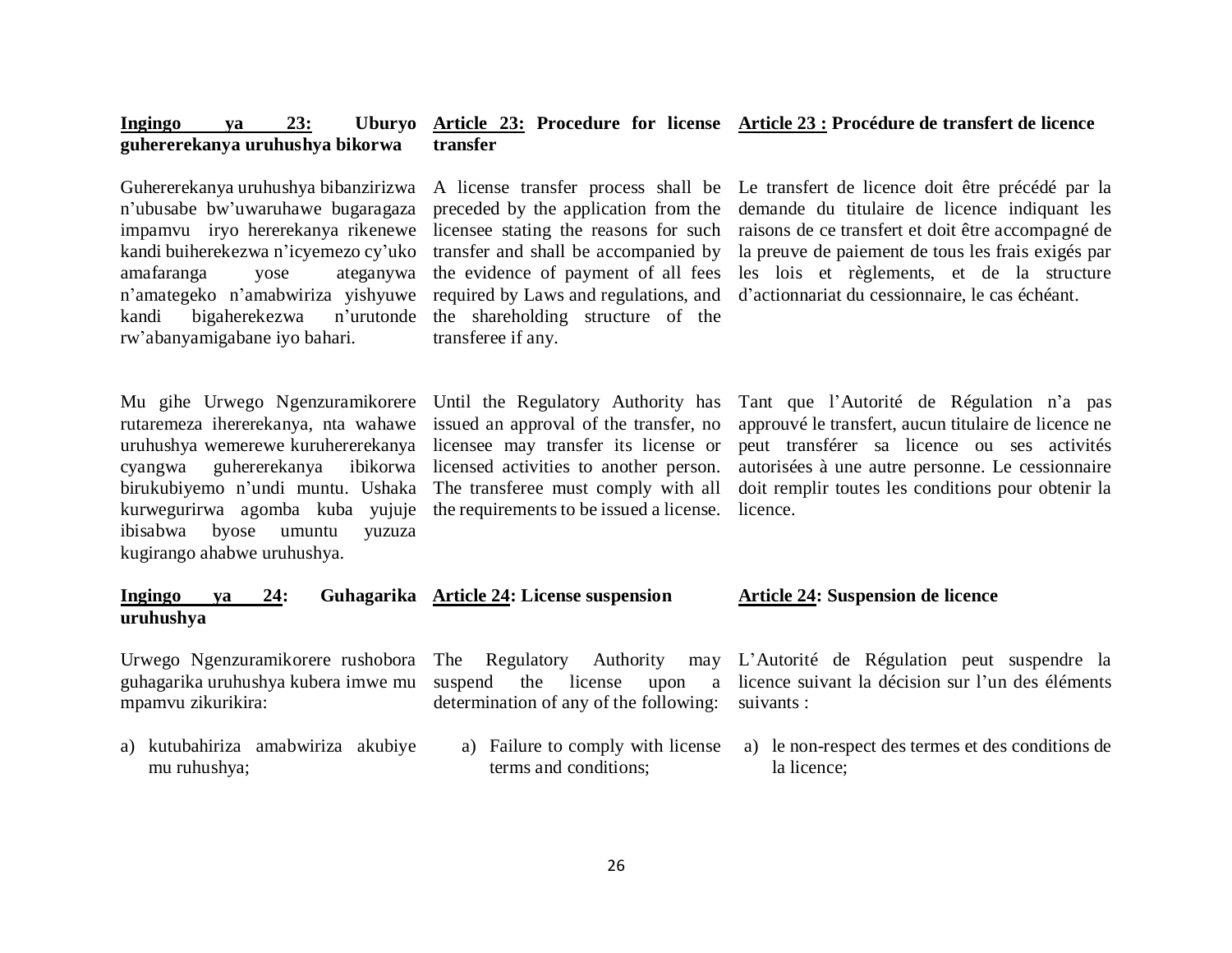**Ingingo ya 23: Uburyo guhererekanya uruhushya bikorwa**

Guhererekanya uruhushya bibanzirizwa n'ubusabe bw'uwaruhawe bugaragaza impamvu iryo hererekanya rikenewe kandi buiherekezwa n'icyemezo cy'uko amafaranga yose ateganywa n'amategeko n'amabwiriza yishyuwe kandi bigaherekezwa n'urutonde rw'abanyamigabane iyo bahari.

Mu gihe Urwego Ngenzuramikorere rutaremeza ihererekanya, nta wahawe uruhushya wemerewe kuruhererekanya cyangwa guhererekanya ibikorwa birukubiyemo n'undi muntu. Ushaka kurwegurirwa agomba kuba yujuje ibisabwa byose umuntu yuzuza kugirango ahabwe uruhushya.

**Ingingo ya 24: Guhagarika uruhushya**

Urwego Ngenzuramikorere rushobora guhagarika uruhushya kubera imwe mu mpamvu zikurikira:

a) kutubahiriza amabwiriza akubiye mu ruhushya;

**Article 23: Procedure for license transfer**

A license transfer process shall be preceded by the application from the licensee stating the reasons for such transfer and shall be accompanied by the evidence of payment of all fees required by Laws and regulations, and the shareholding structure of the transferee if any.

Until the Regulatory Authority has issued an approval of the transfer, no licensee may transfer its license or licensed activities to another person. The transferee must comply with all the requirements to be issued a license.

**Article 24: License suspension**

The Regulatory Authority may suspend the license upon a determination of any of the following:

a) Failure to comply with license terms and conditions;

**Article 23 : Procédure de transfert de licence**

Le transfert de licence doit être précédé par la demande du titulaire de licence indiquant les raisons de ce transfert et doit être accompagné de la preuve de paiement de tous les frais exigés par les lois et règlements, et de la structure d'actionnariat du cessionnaire, le cas échéant.

Tant que l'Autorité de Régulation n'a pas approuvé le transfert, aucun titulaire de licence ne peut transférer sa licence ou ses activités autorisées à une autre personne. Le cessionnaire doit remplir toutes les conditions pour obtenir la licence.

**Article 24: Suspension de licence**

L'Autorité de Régulation peut suspendre la licence suivant la décision sur l'un des éléments suivants :

a) le non-respect des termes et des conditions de la licence;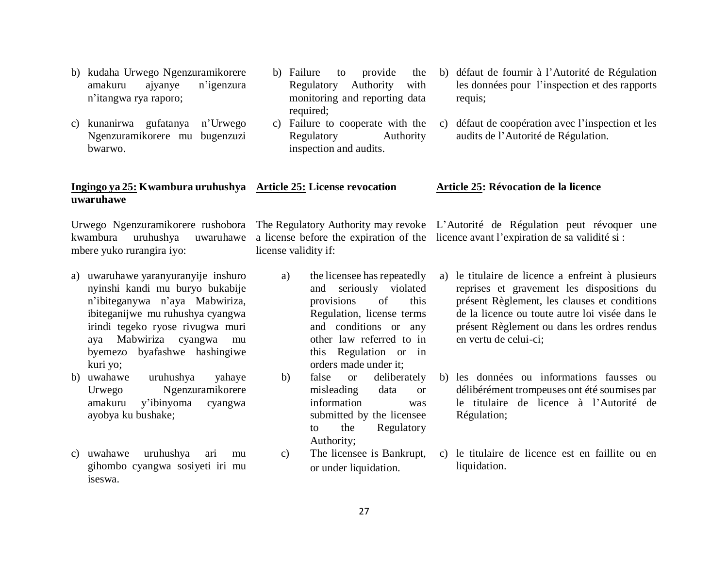b) kudaha Urwego Ngenzuramikorere amakuru ajyanye n'igenzura n'itangwa rya raporo;

c) kunanirwa gufatanya n'Urwego Ngenzuramikorere mu bugenzuzi bwarwo.

b) Failure to provide the Regulatory Authority with monitoring and reporting data required;

c) Failure to cooperate with the Regulatory Authority inspection and audits.

b) défaut de fournir à l'Autorité de Régulation les données pour l'inspection et des rapports requis;

c) défaut de coopération avec l'inspection et les audits de l'Autorité de Régulation.

**Ingingo ya 25: Kwambura uruhushya uwaruhawe**

Urwego Ngenzuramikorere rushobora kwambura uruhushya uwaruhawe mbere yuko rurangira iyo:

a) uwaruhawe yaranyuranyije inshuro nyinshi kandi mu buryo bukabije n'ibiteganywa n'aya Mabwiriza, ibiteganijwe mu ruhushya cyangwa irindi tegeko ryose rivugwa muri aya Mabwiriza cyangwa mu byemezo byafashwe hashingiwe kuri yo;

b) uwahawe uruhushya yahaye Urwego Ngenzuramikorere amakuru y'ibinyoma cyangwa ayobya ku bushake;

c) uwahawe uruhushya ari mu gihombo cyangwa sosiyeti iri mu iseswa.

**Article 25: License revocation**

The Regulatory Authority may revoke a license before the expiration of the license validity if:

a) the licensee has repeatedly and seriously violated provisions of this Regulation, license terms and conditions or any other law referred to in this Regulation or in orders made under it;

b) false or deliberately misleading data or information was submitted by the licensee to the Regulatory Authority;

c) The licensee is Bankrupt, or under liquidation.

**Article 25: Révocation de la licence**

L'Autorité de Régulation peut révoquer une licence avant l'expiration de sa validité si :

a) le titulaire de licence a enfreint à plusieurs reprises et gravement les dispositions du présent Règlement, les clauses et conditions de la licence ou toute autre loi visée dans le présent Règlement ou dans les ordres rendus en vertu de celui-ci;

b) les données ou informations fausses ou délibérément trompeuses ont été soumises par le titulaire de licence à l'Autorité de Régulation;

c) le titulaire de licence est en faillite ou en liquidation.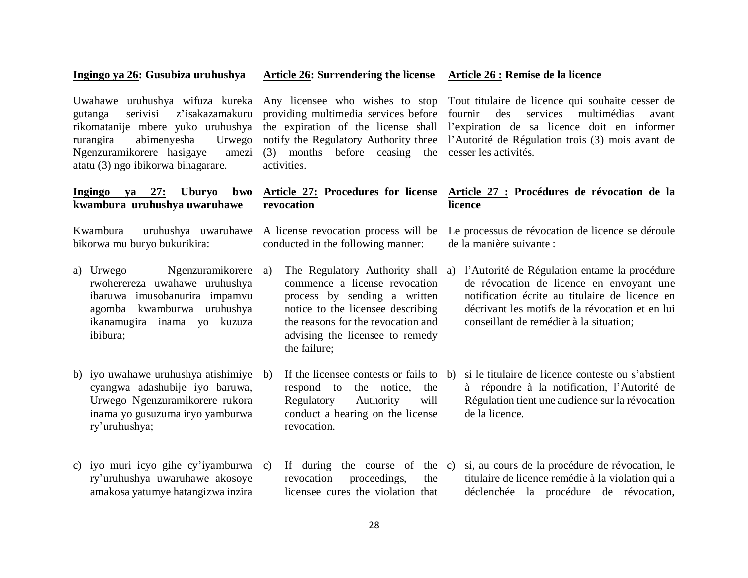**Ingingo ya 26: Gusubiza uruhushya**

Uwahawe uruhushya wifuza kureka gutanga serivisi z'isakazamakuru rikomatanije mbere yuko uruhushya rurangira abimenyesha Urwego Ngenzuramikorere hasigaye amezi atatu (3) ngo ibikorwa bihagarare.

**Ingingo ya 27: Uburyo bwo kwambura uruhushya uwaruhawe**

Kwambura uruhushya uwaruhawe bikorwa mu buryo bukurikira:

a) Urwego Ngenzuramikorere rwoherereza uwahawe uruhushya ibaruwa imusobanurira impamvu agomba kwamburwa uruhushya ikanamugira inama yo kuzuza ibibura;

b) iyo uwahawe uruhushya atishimiye cyangwa adashubije iyo baruwa, Urwego Ngenzuramikorere rukora inama yo gusuzuma iryo yamburwa ry'uruhushya;

c) iyo muri icyo gihe cy'iyamburwa ry'uruhushya uwaruhawe akosoye amakosa yatumye hatangizwa inzira

**Article 26: Surrendering the license**

Any licensee who wishes to stop providing multimedia services before the expiration of the license shall notify the Regulatory Authority three (3) months before ceasing the activities.

**Article 27: Procedures for license revocation**

A license revocation process will be conducted in the following manner:

a) The Regulatory Authority shall commence a license revocation process by sending a written notice to the licensee describing the reasons for the revocation and advising the licensee to remedy the failure;

b) If the licensee contests or fails to respond to the notice, the Regulatory Authority will conduct a hearing on the license revocation.

c) If during the course of the revocation proceedings, the licensee cures the violation that

**Article 26 : Remise de la licence**

Tout titulaire de licence qui souhaite cesser de fournir des services multimédias avant l'expiration de sa licence doit en informer l'Autorité de Régulation trois (3) mois avant de cesser les activités.

**Article 27 : Procédures de révocation de la licence**

Le processus de révocation de licence se déroule de la manière suivante :

a) l'Autorité de Régulation entame la procédure de révocation de licence en envoyant une notification écrite au titulaire de licence en décrivant les motifs de la révocation et en lui conseillant de remédier à la situation;

b) si le titulaire de licence conteste ou s'abstient à répondre à la notification, l'Autorité de Régulation tient une audience sur la révocation de la licence.

c) si, au cours de la procédure de révocation, le titulaire de licence remédie à la violation qui a déclenchée la procédure de révocation,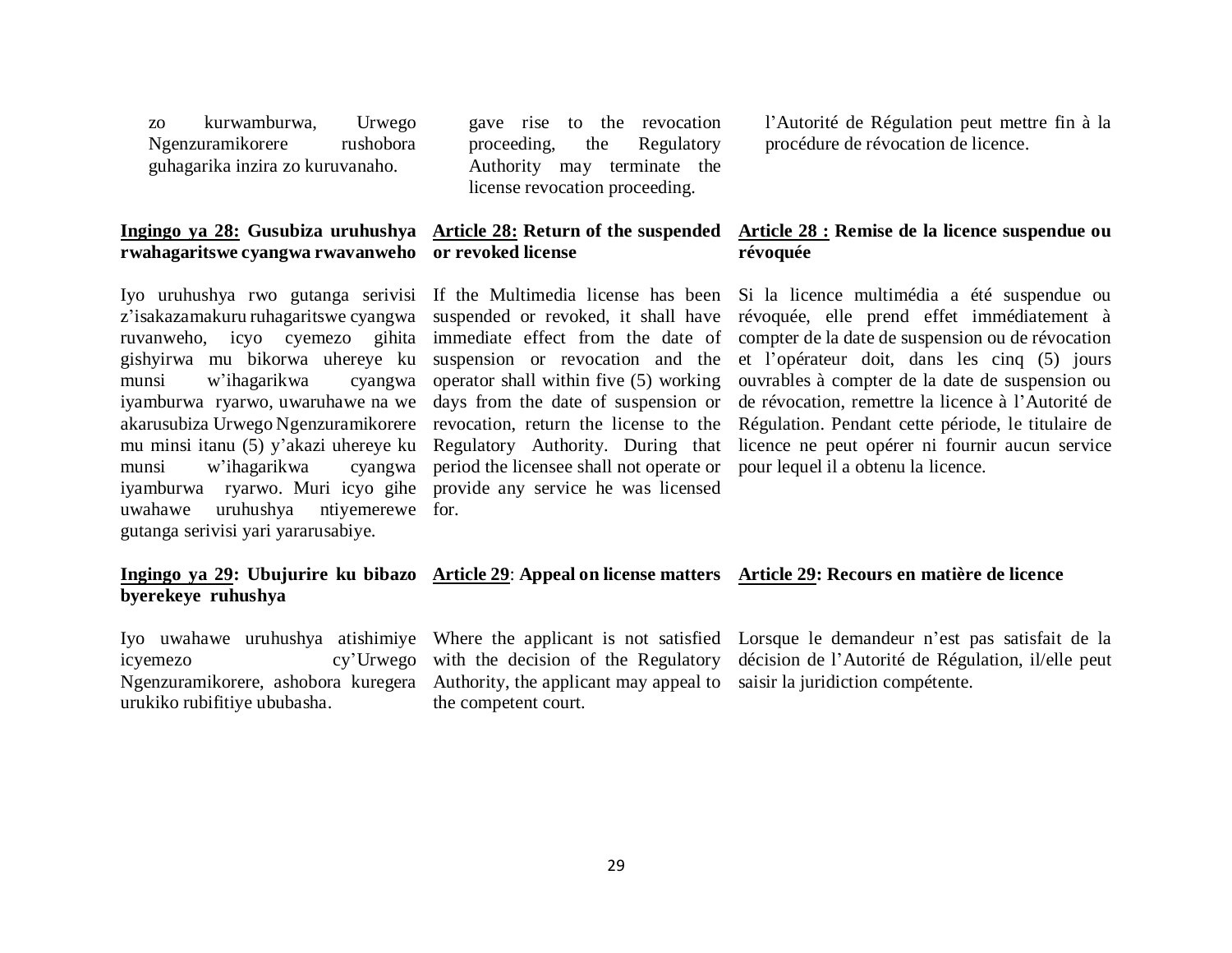zo kurwamburwa, Urwego Ngenzuramikorere rushobora guhagarika inzira zo kuruvanaho.

gave rise to the revocation proceeding, the Regulatory Authority may terminate the license revocation proceeding.

l'Autorité de Régulation peut mettre fin à la procédure de révocation de licence.

**Ingingo ya 28: Gusubiza uruhushya rwahagaritswe cyangwa rwavanweho**

Iyo uruhushya rwo gutanga serivisi z'isakazamakuru ruhagaritswe cyangwa ruvanweho, icyo cyemezo gihita gishyirwa mu bikorwa uhereye ku munsi w'ihagarikwa cyangwa iyamburwa ryarwo, uwaruhawe na we akarusubiza Urwego Ngenzuramikorere mu minsi itanu (5) y'akazi uhereye ku munsi w'ihagarikwa cyangwa iyamburwa ryarwo. Muri icyo gihe uwahawe uruhushya ntiyemerewe gutanga serivisi yari yararusabiye.

**Article 28: Return of the suspended or revoked license**

If the Multimedia license has been suspended or revoked, it shall have immediate effect from the date of suspension or revocation and the operator shall within five (5) working days from the date of suspension or revocation, return the license to the Regulatory Authority. During that period the licensee shall not operate or provide any service he was licensed for.

**Article 28 : Remise de la licence suspendue ou révoquée**

Si la licence multimédia a été suspendue ou révoquée, elle prend effet immédiatement à compter de la date de suspension ou de révocation et l'opérateur doit, dans les cinq (5) jours ouvrables à compter de la date de suspension ou de révocation, remettre la licence à l'Autorité de Régulation. Pendant cette période, le titulaire de licence ne peut opérer ni fournir aucun service pour lequel il a obtenu la licence.

**Ingingo ya 29: Ubujurire ku bibazo byerekeye ruhushya**

Iyo uwahawe uruhushya atishimiye icyemezo cy'Urwego Ngenzuramikorere, ashobora kuregera urukiko rubifitiye ububasha.

**Article 29: Appeal on license matters**

Where the applicant is not satisfied with the decision of the Regulatory Authority, the applicant may appeal to the competent court.

**Article 29: Recours en matière de licence**

Lorsque le demandeur n'est pas satisfait de la décision de l'Autorité de Régulation, il/elle peut saisir la juridiction compétente.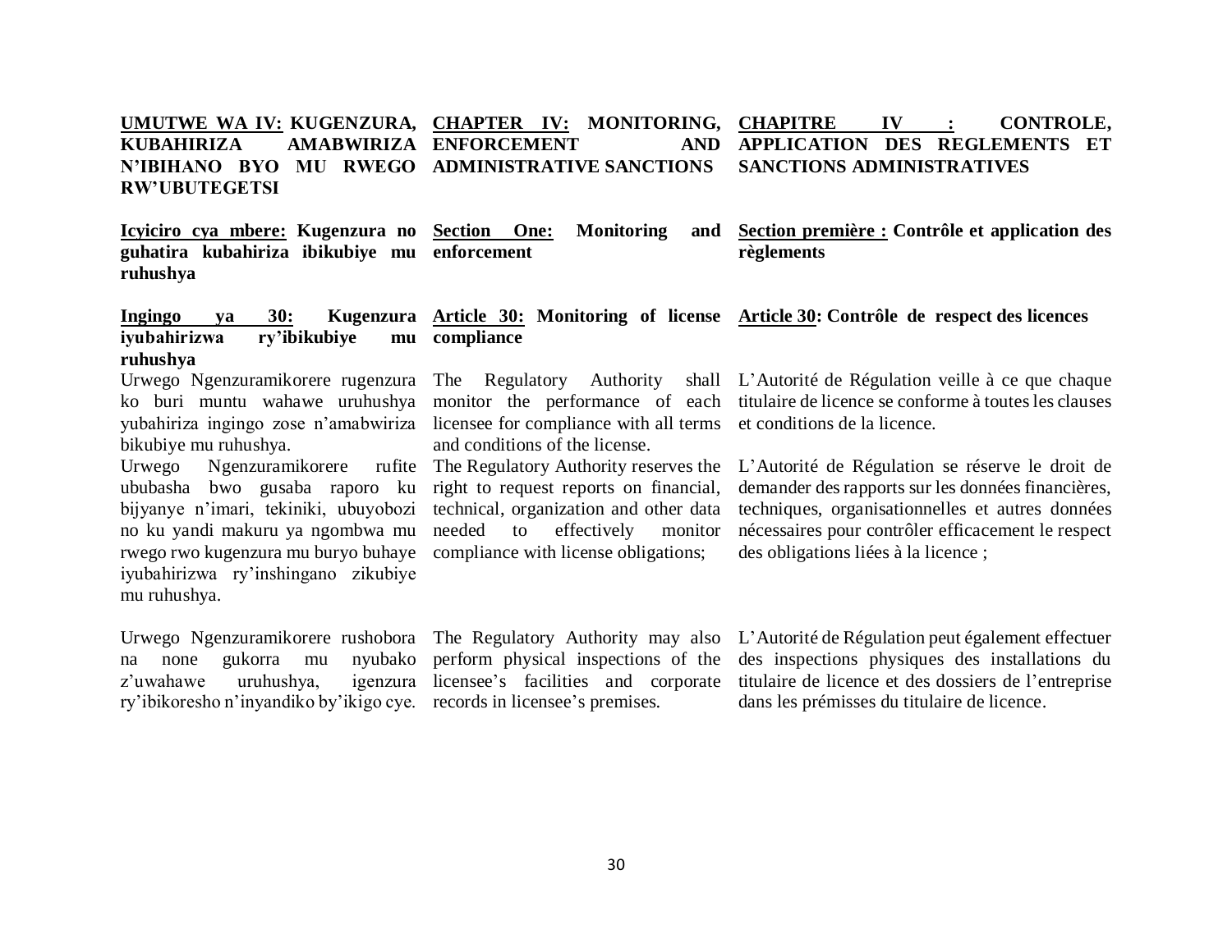**UMUTWE WA IV: KUGENZURA, KUBAHIRIZA AMABWIRIZA N'IBIHANO BYO MU RWEGO RW'UBUTEGETSI**

**Icyiciro cya mbere: Kugenzura no guhatira kubahiriza ibikubiye mu ruhushya**

**Ingingo ya 30: Kugenzura iyubahirizwa ry'ibikubiye mu ruhushya**

Urwego Ngenzuramikorere rugenzura ko buri muntu wahawe uruhushya yubahiriza ingingo zose n'amabwiriza bikubiye mu ruhushya.

Urwego Ngenzuramikorere rufite ububasha bwo gusaba raporo ku bijyanye n'imari, tekiniki, ubuyobozi no ku yandi makuru ya ngombwa mu rwego rwo kugenzura mu buryo buhaye iyubahirizwa ry'inshingano zikubiye mu ruhushya.

Urwego Ngenzuramikorere rushobora na none gukorra mu nyubako z'uwahawe uruhushya, igenzura ry'ibikoresho n'inyandiko by'ikigo cye.

**CHAPTER IV: MONITORING, ENFORCEMENT AND ADMINISTRATIVE SANCTIONS**

**Section One: Monitoring and enforcement**

**Article 30: Monitoring of license compliance**

The Regulatory Authority shall monitor the performance of each licensee for compliance with all terms and conditions of the license.

The Regulatory Authority reserves the right to request reports on financial, technical, organization and other data needed to effectively monitor compliance with license obligations;

The Regulatory Authority may also perform physical inspections of the licensee's facilities and corporate records in licensee's premises.

**CHAPITRE IV : CONTROLE, APPLICATION DES REGLEMENTS ET SANCTIONS ADMINISTRATIVES**

**Section première : Contrôle et application des règlements**

**Article 30: Contrôle de respect des licences**

L'Autorité de Régulation veille à ce que chaque titulaire de licence se conforme à toutes les clauses et conditions de la licence.

L'Autorité de Régulation se réserve le droit de demander des rapports sur les données financières, techniques, organisationnelles et autres données nécessaires pour contrôler efficacement le respect des obligations liées à la licence ;

L'Autorité de Régulation peut également effectuer des inspections physiques des installations du titulaire de licence et des dossiers de l'entreprise dans les prémisses du titulaire de licence.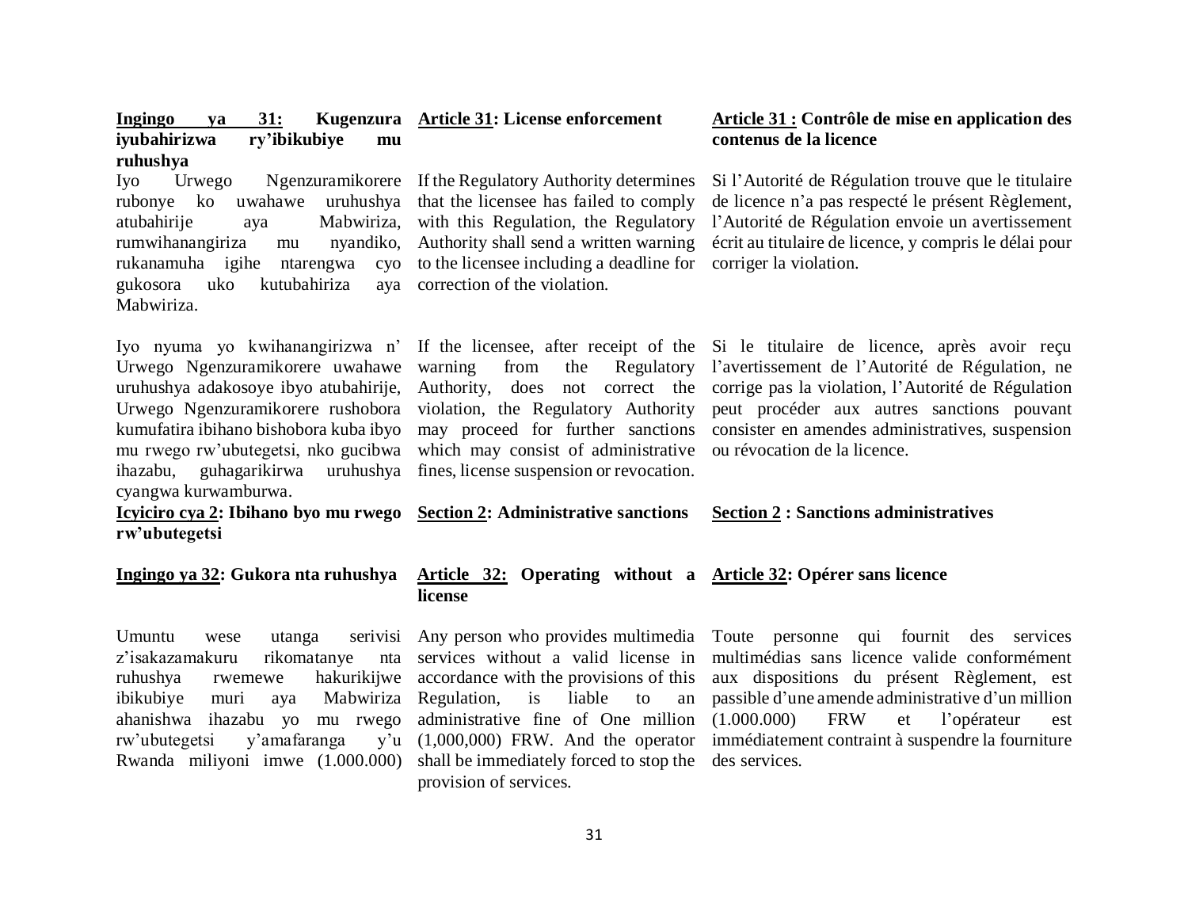**Ingingo ya 31: Kugenzura iyubahirizwa ry'ibikubiye mu ruhushya**

Iyo Urwego Ngenzuramikorere rubonye ko uwahawe uruhushya atubahirije aya Mabwiriza, rumwihanangiriza mu nyandiko, rukanamuha igihe ntarengwa cyo gukosora uko kutubahiriza aya Mabwiriza.

Iyo nyuma yo kwihanangirizwa n' Urwego Ngenzuramikorere uwahawe uruhushya adakosoye ibyo atubahirije, Urwego Ngenzuramikorere rushobora kumufatira ibihano bishobora kuba ibyo mu rwego rw'ubutegetsi, nko gucibwa ihazabu, guhagarikirwa uruhushya cyangwa kurwamburwa.

**Icyiciro cya 2: Ibihano byo mu rwego rw'ubutegetsi**

**Ingingo ya 32: Gukora nta ruhushya**

Umuntu wese utanga serivisi z'isakazamakuru rikomatanye nta ruhushya rwemewe hakurikijwe ibikubiye muri aya Mabwiriza ahanishwa ihazabu yo mu rwego rw'ubutegetsi y'amafaranga y'u Rwanda miliyoni imwe (1.000.000)

**Article 31: License enforcement**

If the Regulatory Authority determines that the licensee has failed to comply with this Regulation, the Regulatory Authority shall send a written warning to the licensee including a deadline for correction of the violation.

If the licensee, after receipt of the warning from the Regulatory Authority, does not correct the violation, the Regulatory Authority may proceed for further sanctions which may consist of administrative fines, license suspension or revocation.

**Section 2: Administrative sanctions**

**Article 32: Operating without a license**

Any person who provides multimedia services without a valid license in accordance with the provisions of this Regulation, is liable to an administrative fine of One million (1,000,000) FRW. And the operator shall be immediately forced to stop the provision of services.

**Article 31 : Contrôle de mise en application des contenus de la licence**

Si l'Autorité de Régulation trouve que le titulaire de licence n'a pas respecté le présent Règlement, l'Autorité de Régulation envoie un avertissement écrit au titulaire de licence, y compris le délai pour corriger la violation.

Si le titulaire de licence, après avoir reçu l'avertissement de l'Autorité de Régulation, ne corrige pas la violation, l'Autorité de Régulation peut procéder aux autres sanctions pouvant consister en amendes administratives, suspension ou révocation de la licence.

**Section 2 : Sanctions administratives**

**Article 32: Opérer sans licence**

Toute personne qui fournit des services multimédias sans licence valide conformément aux dispositions du présent Règlement, est passible d'une amende administrative d'un million (1.000.000) FRW et l'opérateur est immédiatement contraint à suspendre la fourniture des services.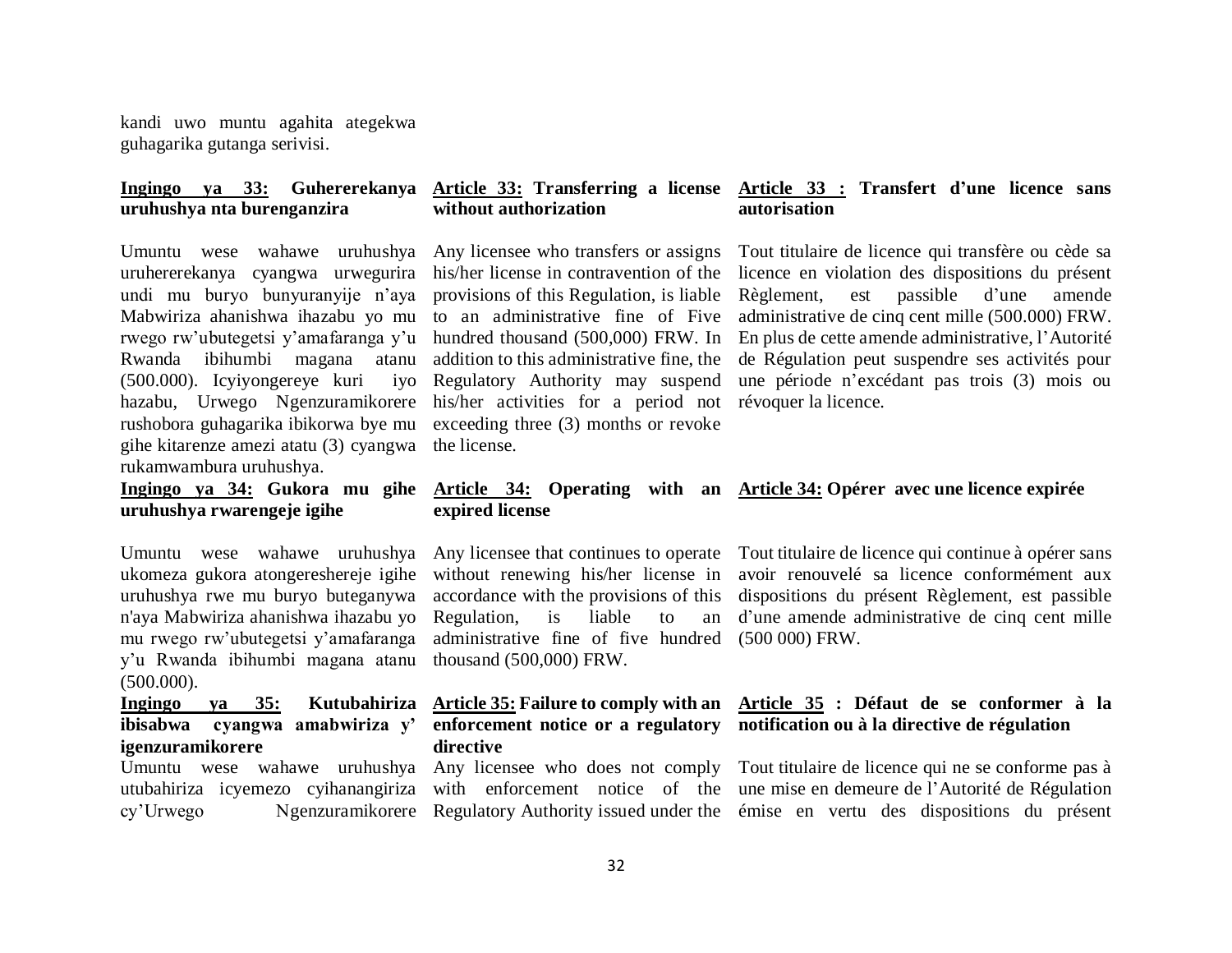kandi uwo muntu agahita ategekwa guhagarika gutanga serivisi.

**Ingingo ya 33: Guhererekanya uruhushya nta burenganzira**

Umuntu wese wahawe uruhushya uruhererekanya cyangwa urwegurira undi mu buryo bunyuranyije n'aya Mabwiriza ahanishwa ihazabu yo mu rwego rw'ubutegetsi y'amafaranga y'u Rwanda ibihumbi magana atanu (500.000). Icyiyongereye kuri iyo hazabu, Urwego Ngenzuramikorere rushobora guhagarika ibikorwa bye mu gihe kitarenze amezi atatu (3) cyangwa rukamwambura uruhushya.

**Ingingo ya 34: Gukora mu gihe uruhushya rwarengeje igihe**

Umuntu wese wahawe uruhushya ukomeza gukora atongeresheje igihe uruhushya rwe mu buryo buteganywa n'aya Mabwiriza ahanishwa ihazabu yo mu rwego rw'ubutegetsi y'amafaranga y'u Rwanda ibihumbi magana atanu (500.000).

**Ingingo ya 35: Kutubahiriza ibisabwa cyangwa amabwiriza y' igenzuramikorere**

Umuntu wese wahawe uruhushya utubahiriza icyemezo cyihanangiriza cy'Urwego Ngenzuramikorere

**Article 33: Transferring a license without authorization**

Any licensee who transfers or assigns his/her license in contravention of the provisions of this Regulation, is liable to an administrative fine of Five hundred thousand (500,000) FRW. In addition to this administrative fine, the Regulatory Authority may suspend his/her activities for a period not exceeding three (3) months or revoke the license.

**Article 34: Operating with an expired license**

Any licensee that continues to operate without renewing his/her license in accordance with the provisions of this Regulation, is liable to an administrative fine of five hundred thousand (500,000) FRW.

**Article 35: Failure to comply with an enforcement notice or a regulatory directive**

Any licensee who does not comply with enforcement notice of the Regulatory Authority issued under the

**Article 33 : Transfert d'une licence sans autorisation**

Tout titulaire de licence qui transfère ou cède sa licence en violation des dispositions du présent Règlement, est passible d'une amende administrative de cinq cent mille (500.000) FRW. En plus de cette amende administrative, l'Autorité de Régulation peut suspendre ses activités pour une période n'excédant pas trois (3) mois ou révoquer la licence.

**Article 34: Opérer avec une licence expirée**

Tout titulaire de licence qui continue à opérer sans avoir renouvelé sa licence conformément aux dispositions du présent Règlement, est passible d'une amende administrative de cinq cent mille (500 000) FRW.

**Article 35 : Défaut de se conformer à la notification ou à la directive de régulation**

Tout titulaire de licence qui ne se conforme pas à une mise en demeure de l'Autorité de Régulation émise en vertu des dispositions du présent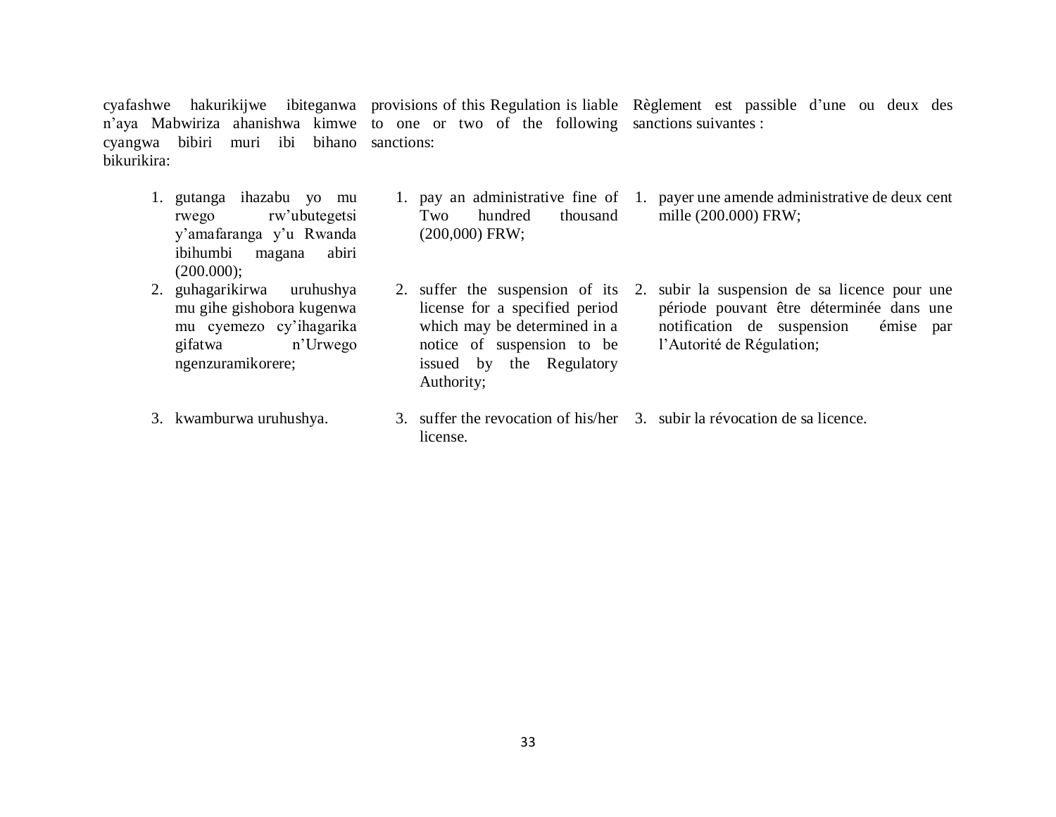cyafashwe hakurikijwe ibiteganwa n'aya Mabwiriza ahanishwa kimwe cyangwa bibiri muri ibi bihano bikurikira:

1. gutanga ihazabu yo mu rwego rw'ubutegetsi y'amafaranga y'u Rwanda ibihumbi magana abiri (200.000);
2. guhagarikirwa uruhushya mu gihe gishobora kugenwa mu cyemezo cy'ihagarika gifatwa n'Urwego ngenzuramikorere;
3. kwamburwa uruhushya.

provisions of this Regulation is liable to one or two of the following sanctions:

1. pay an administrative fine of Two hundred thousand (200,000) FRW;
2. suffer the suspension of its license for a specified period which may be determined in a notice of suspension to be issued by the Regulatory Authority;
3. suffer the revocation of his/her license.

Règlement est passible d'une ou deux des sanctions suivantes :

1. payer une amende administrative de deux cent mille (200.000) FRW;
2. subir la suspension de sa licence pour une période pouvant être déterminée dans une notification de suspension émise par l'Autorité de Régulation;
3. subir la révocation de sa licence.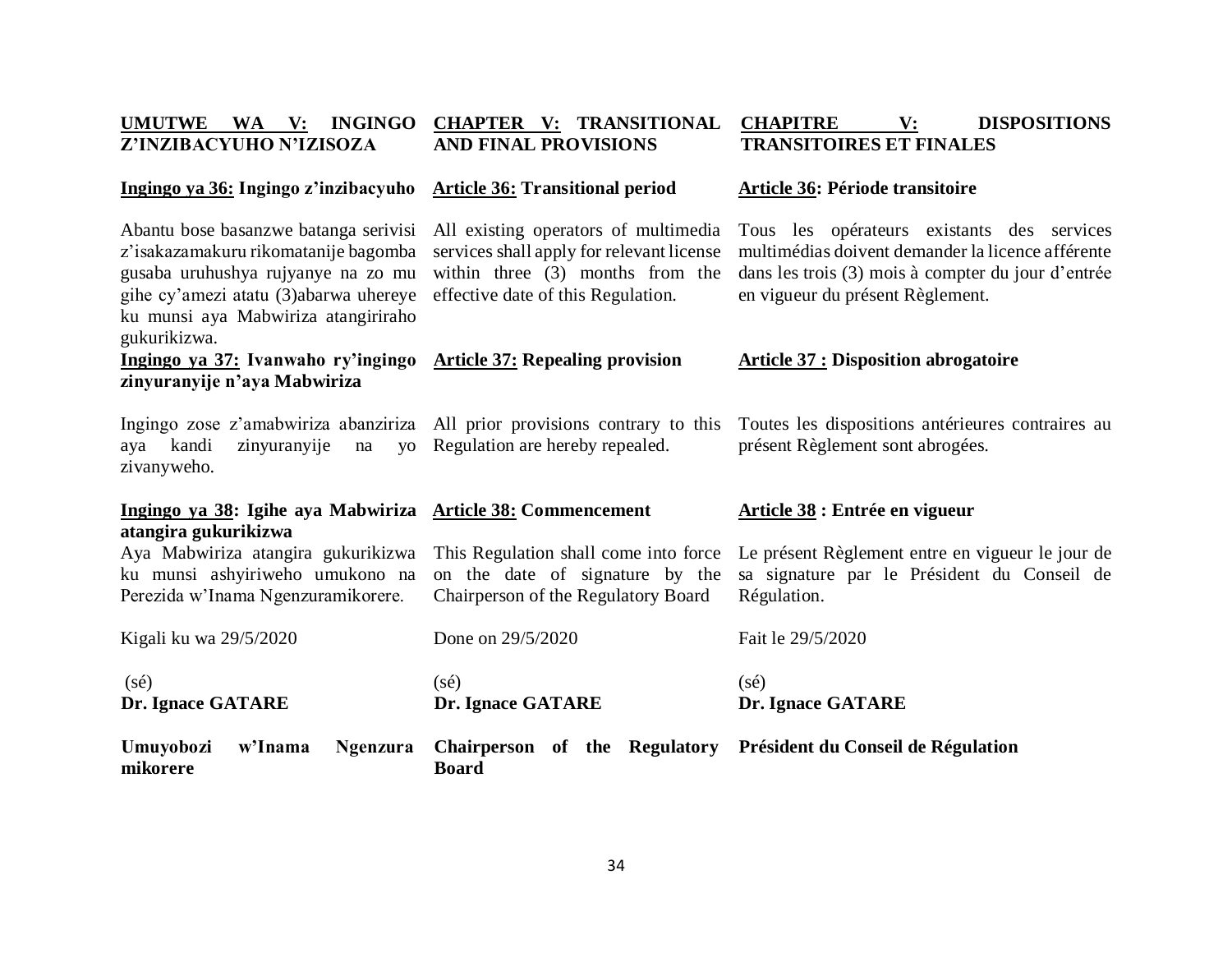**UMUTWE WA V: INGINGO Z'INZIBACYUHO N'IZISOZA**

**CHAPTER V: TRANSITIONAL AND FINAL PROVISIONS**

**CHAPITRE V: DISPOSITIONS TRANSITOIRES ET FINALES**

**Ingingo ya 36: Ingingo z'inzibacyuho**

Abantu bose basanzwe batanga serivisi z'isakazamakuru rikomatanije bagomba gusaba uruhushya rujyanye na zo mu gihe cy'amezi atatu (3)abarwa uhereye ku munsi aya Mabwiriza atangiriraho gukurikizwa.

**Article 36: Transitional period**

All existing operators of multimedia services shall apply for relevant license within three (3) months from the effective date of this Regulation.

**Article 36: Période transitoire**

Tous les opérateurs existants des services multimédias doivent demander la licence afférente dans les trois (3) mois à compter du jour d'entrée en vigueur du présent Règlement.

**Ingingo ya 37: Ivanwaho ry'ingingo zinyuranyije n'aya Mabwiriza**

Ingingo zose z'amabwiriza abanziriza aya kandi zinyuranyije na yo zivanyweho.

**Article 37: Repealing provision**

All prior provisions contrary to this Regulation are hereby repealed.

**Article 37 : Disposition abrogatoire**

Toutes les dispositions antérieures contraires au présent Règlement sont abrogées.

**Ingingo ya 38: Igihe aya Mabwiriza atangira gukurikizwa**

Aya Mabwiriza atangira gukurikizwa ku munsi ashyiriweho umukono na Perezida w'Inama Ngenzuramikorere.

**Article 38: Commencement**

This Regulation shall come into force on the date of signature by the Chairperson of the Regulatory Board

**Article 38 : Entrée en vigueur**

Le présent Règlement entre en vigueur le jour de sa signature par le Président du Conseil de Régulation.

Kigali ku wa 29/5/2020

(sé)

**Dr. Ignace GATARE**

**Umuyobozi w'Inama Ngenzura mikorere**

Done on 29/5/2020

(sé)

**Dr. Ignace GATARE**

**Chairperson of the Regulatory Board**

Fait le 29/5/2020

(sé)

**Dr. Ignace GATARE**

**Président du Conseil de Régulation**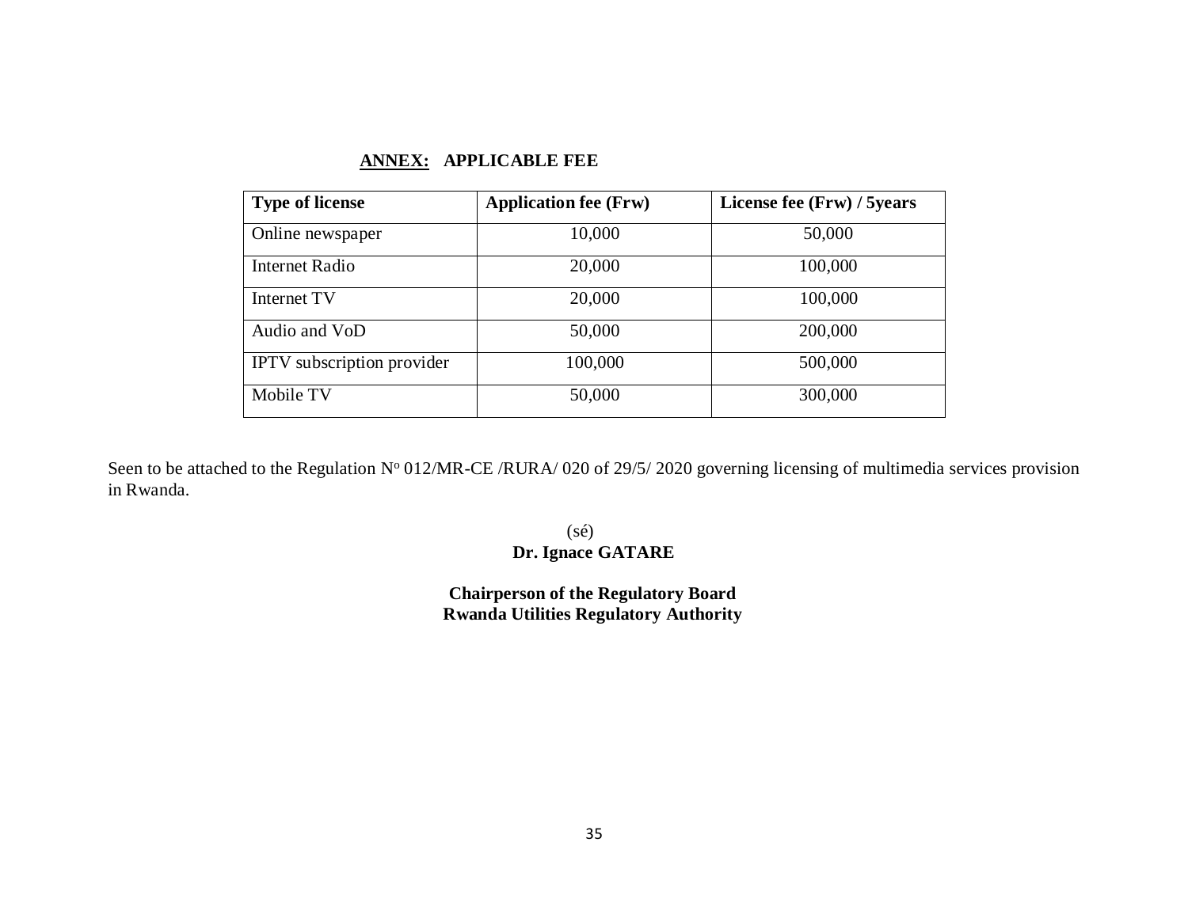## **ANNEX:** APPLICABLE FEE

| **Type of license** | **Application fee (Frw)** | **License fee (Frw) / 5years** |
|---|---|---|
| Online newspaper | 10,000 | 50,000 |
| Internet Radio | 20,000 | 100,000 |
| Internet TV | 20,000 | 100,000 |
| Audio and VoD | 50,000 | 200,000 |
| IPTV subscription provider | 100,000 | 500,000 |
| Mobile TV | 50,000 | 300,000 |

Seen to be attached to the Regulation N° 012/MR-CE /RURA/ 020 of 29/5/ 2020 governing licensing of multimedia services provision in Rwanda.

(sé)
**Dr. Ignace GATARE**

**Chairperson of the Regulatory Board**
**Rwanda Utilities Regulatory Authority**